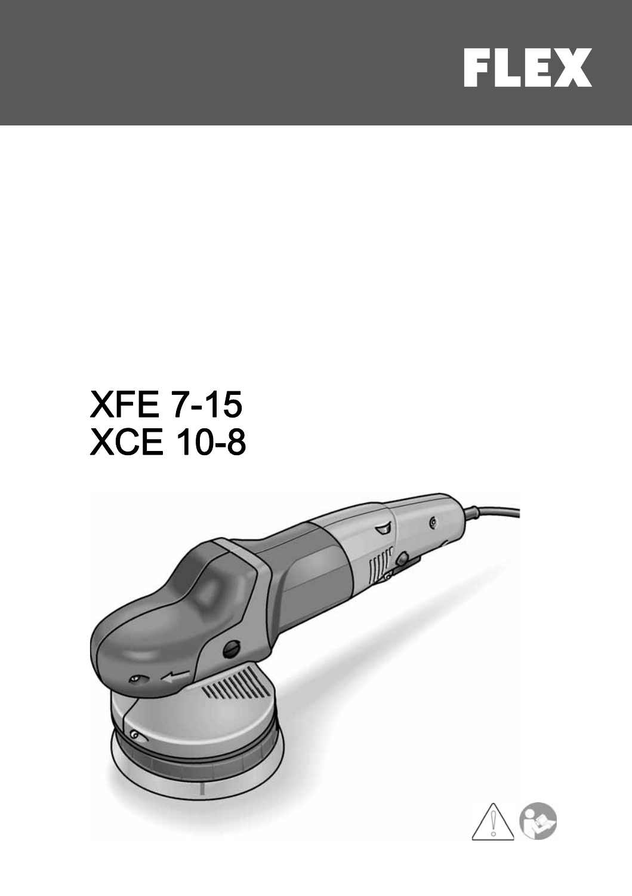# FLEX

## XFE 7-15
## XCE 10-8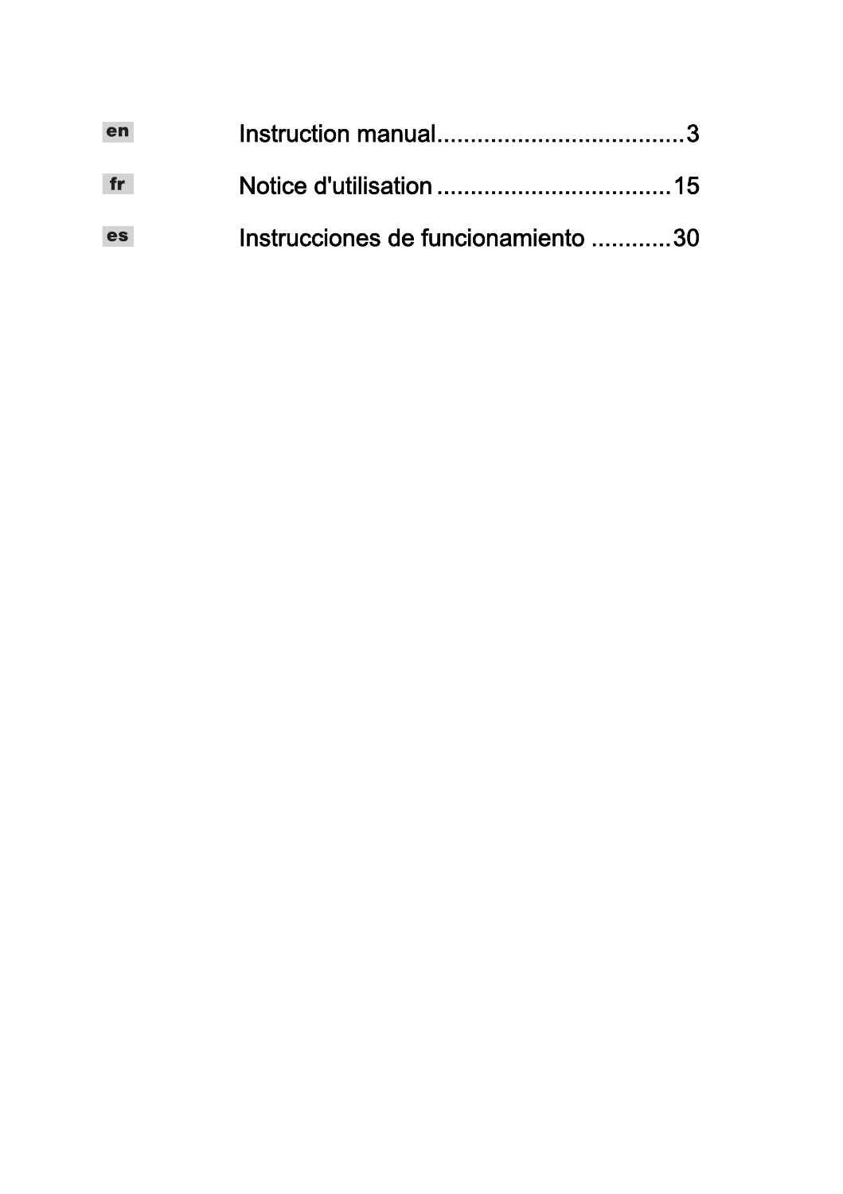| | | |
|---|---|---|
| **en** | Instruction manual | 3 |
| **fr** | Notice d'utilisation | 15 |
| **es** | Instrucciones de funcionamiento | 30 |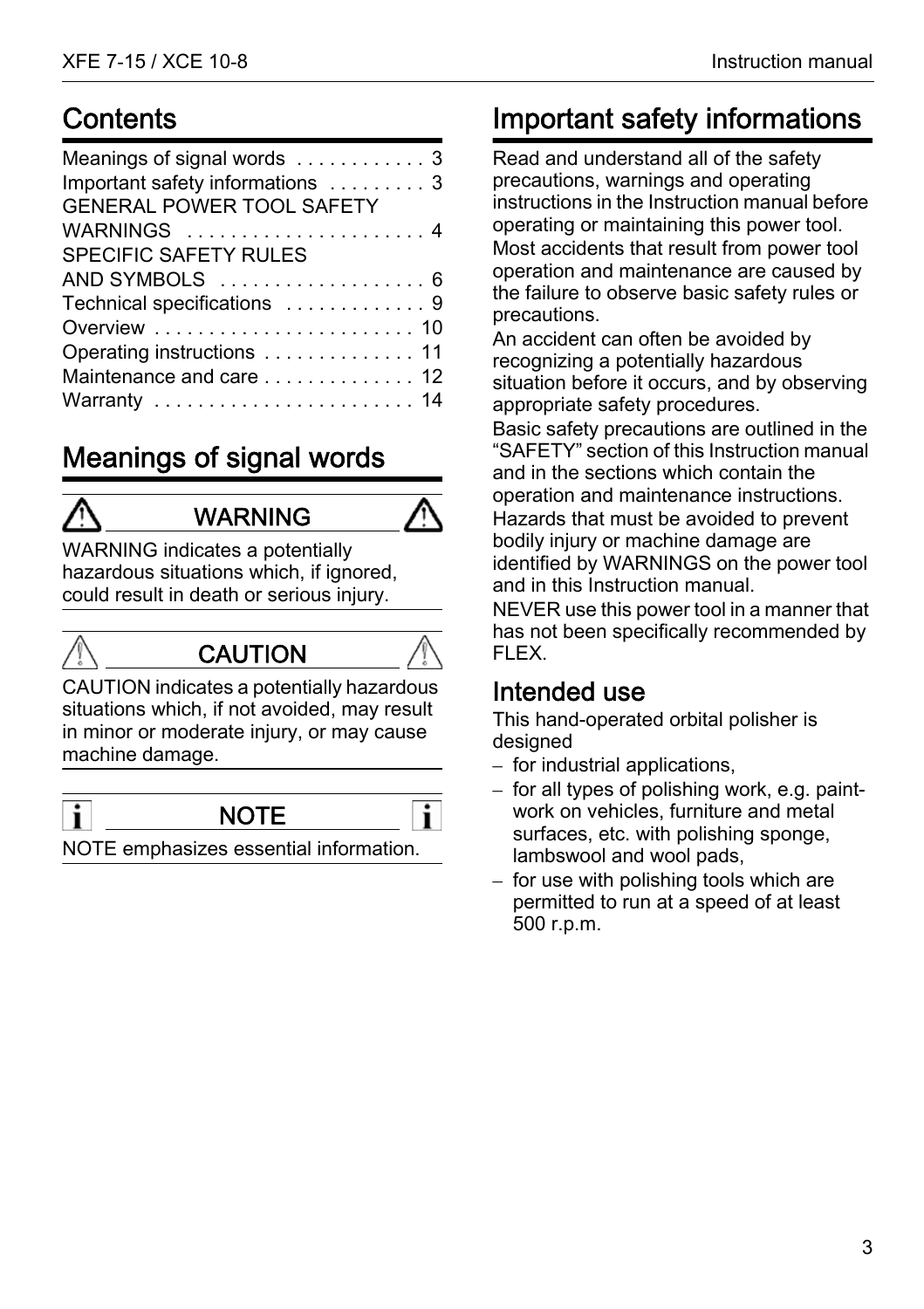## Contents

Meanings of signal words . . . . . . . . . . . . 3
Important safety informations . . . . . . . . . 3
GENERAL POWER TOOL SAFETY WARNINGS . . . . . . . . . . . . . . . . . . . . . . 4
SPECIFIC SAFETY RULES AND SYMBOLS . . . . . . . . . . . . . . . . . . . 6
Technical specifications . . . . . . . . . . . . . 9
Overview . . . . . . . . . . . . . . . . . . . . . . . . 10
Operating instructions . . . . . . . . . . . . . . 11
Maintenance and care . . . . . . . . . . . . . . 12
Warranty . . . . . . . . . . . . . . . . . . . . . . . . 14

## Meanings of signal words

**WARNING**

WARNING indicates a potentially hazardous situations which, if ignored, could result in death or serious injury.

**CAUTION**

CAUTION indicates a potentially hazardous situations which, if not avoided, may result in minor or moderate injury, or may cause machine damage.

**NOTE**

NOTE emphasizes essential information.

## Important safety informations

Read and understand all of the safety precautions, warnings and operating instructions in the Instruction manual before operating or maintaining this power tool.

Most accidents that result from power tool operation and maintenance are caused by the failure to observe basic safety rules or precautions.

An accident can often be avoided by recognizing a potentially hazardous situation before it occurs, and by observing appropriate safety procedures.

Basic safety precautions are outlined in the “SAFETY” section of this Instruction manual and in the sections which contain the operation and maintenance instructions.

Hazards that must be avoided to prevent bodily injury or machine damage are identified by WARNINGS on the power tool and in this Instruction manual.

NEVER use this power tool in a manner that has not been specifically recommended by FLEX.

### Intended use

This hand-operated orbital polisher is designed

- for industrial applications,
- for all types of polishing work, e.g. paint-work on vehicles, furniture and metal surfaces, etc. with polishing sponge, lambswool and wool pads,
- for use with polishing tools which are permitted to run at a speed of at least 500 r.p.m.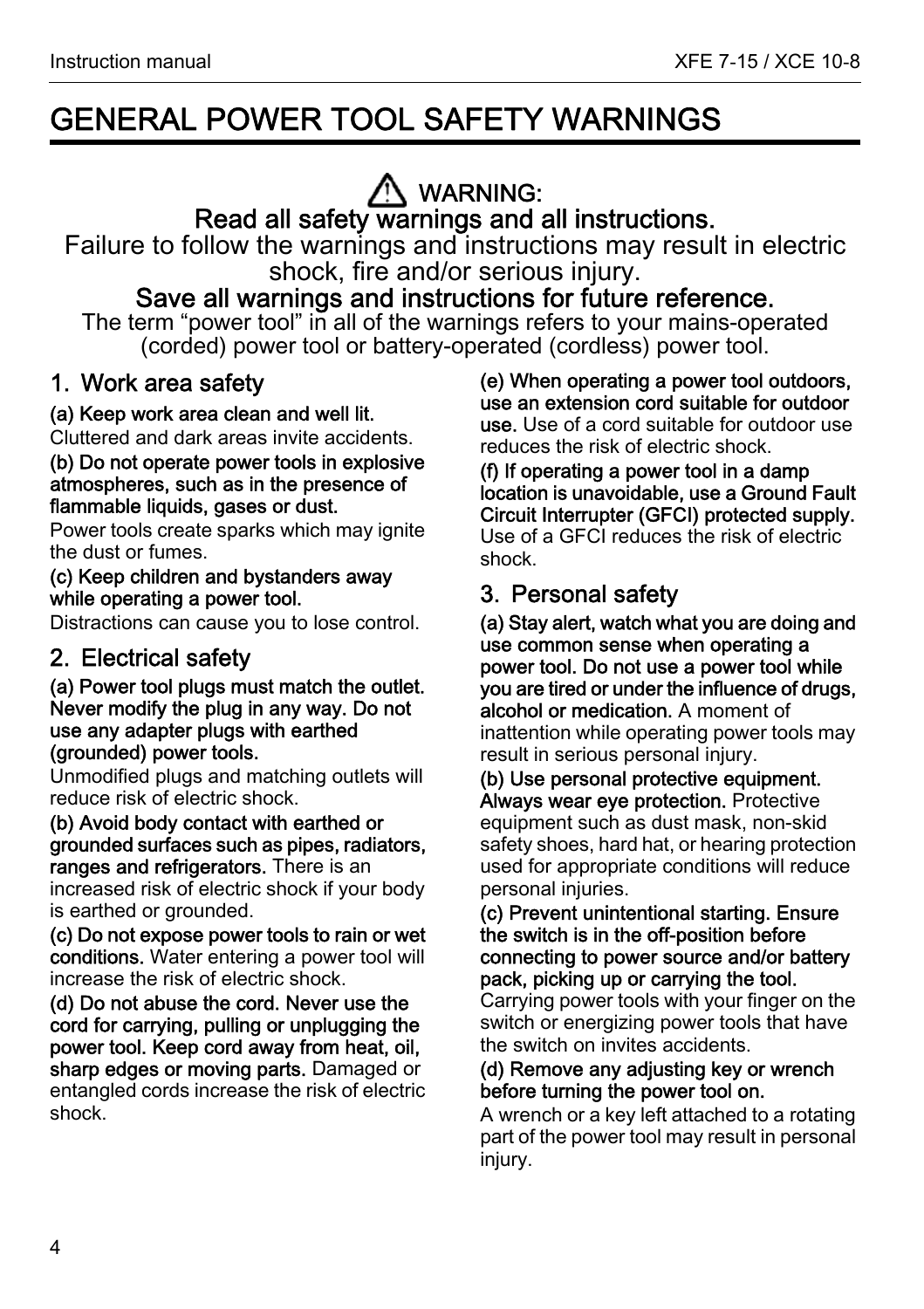# GENERAL POWER TOOL SAFETY WARNINGS

**⚠ WARNING:**

**Read all safety warnings and all instructions.**

Failure to follow the warnings and instructions may result in electric shock, fire and/or serious injury.

**Save all warnings and instructions for future reference.**

The term "power tool" in all of the warnings refers to your mains-operated (corded) power tool or battery-operated (cordless) power tool.

## 1. Work area safety

**(a) Keep work area clean and well lit.**
Cluttered and dark areas invite accidents.

**(b) Do not operate power tools in explosive atmospheres, such as in the presence of flammable liquids, gases or dust.**
Power tools create sparks which may ignite the dust or fumes.

**(c) Keep children and bystanders away while operating a power tool.**
Distractions can cause you to lose control.

## 2. Electrical safety

**(a) Power tool plugs must match the outlet. Never modify the plug in any way. Do not use any adapter plugs with earthed (grounded) power tools.**
Unmodified plugs and matching outlets will reduce risk of electric shock.

**(b) Avoid body contact with earthed or grounded surfaces such as pipes, radiators, ranges and refrigerators.** There is an increased risk of electric shock if your body is earthed or grounded.

**(c) Do not expose power tools to rain or wet conditions.** Water entering a power tool will increase the risk of electric shock.

**(d) Do not abuse the cord. Never use the cord for carrying, pulling or unplugging the power tool. Keep cord away from heat, oil, sharp edges or moving parts.** Damaged or entangled cords increase the risk of electric shock.

**(e) When operating a power tool outdoors, use an extension cord suitable for outdoor use.** Use of a cord suitable for outdoor use reduces the risk of electric shock.

**(f) If operating a power tool in a damp location is unavoidable, use a Ground Fault Circuit Interrupter (GFCI) protected supply.** Use of a GFCI reduces the risk of electric shock.

## 3. Personal safety

**(a) Stay alert, watch what you are doing and use common sense when operating a power tool. Do not use a power tool while you are tired or under the influence of drugs, alcohol or medication.** A moment of inattention while operating power tools may result in serious personal injury.

**(b) Use personal protective equipment. Always wear eye protection.** Protective equipment such as dust mask, non-skid safety shoes, hard hat, or hearing protection used for appropriate conditions will reduce personal injuries.

**(c) Prevent unintentional starting. Ensure the switch is in the off-position before connecting to power source and/or battery pack, picking up or carrying the tool.**
Carrying power tools with your finger on the switch or energizing power tools that have the switch on invites accidents.

**(d) Remove any adjusting key or wrench before turning the power tool on.**
A wrench or a key left attached to a rotating part of the power tool may result in personal injury.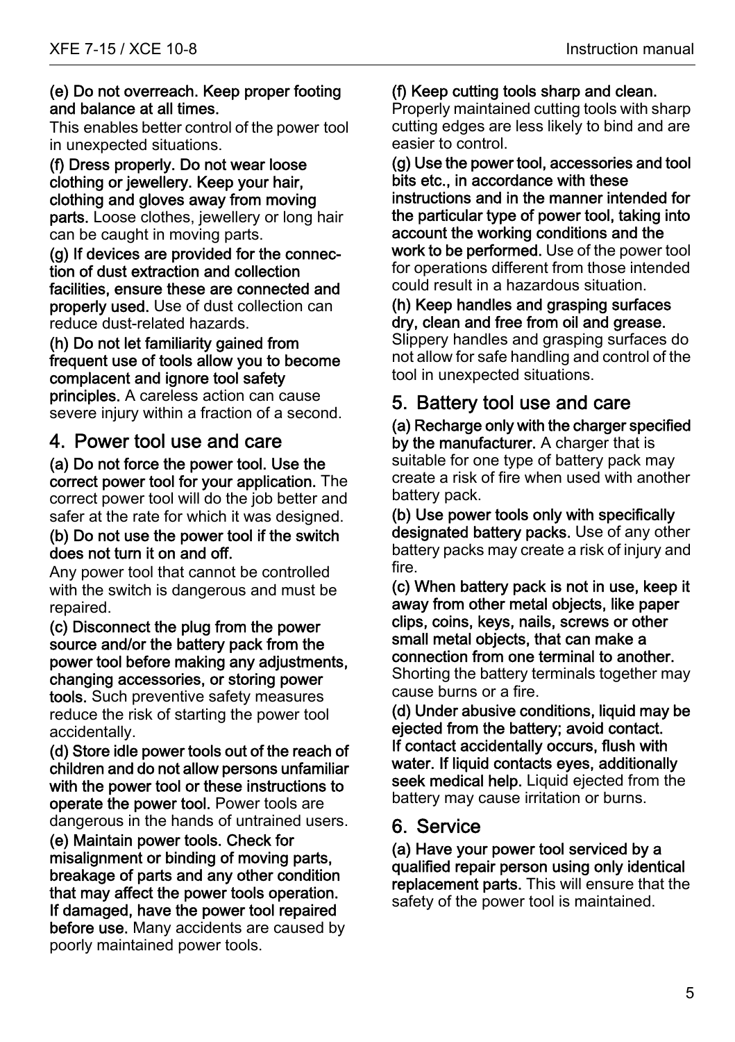**(e) Do not overreach. Keep proper footing and balance at all times.**
This enables better control of the power tool in unexpected situations.

**(f) Dress properly. Do not wear loose clothing or jewellery. Keep your hair, clothing and gloves away from moving parts.** Loose clothes, jewellery or long hair can be caught in moving parts.

**(g) If devices are provided for the connection of dust extraction and collection facilities, ensure these are connected and properly used.** Use of dust collection can reduce dust-related hazards.

**(h) Do not let familiarity gained from frequent use of tools allow you to become complacent and ignore tool safety principles.** A careless action can cause severe injury within a fraction of a second.

## 4. Power tool use and care

**(a) Do not force the power tool. Use the correct power tool for your application.** The correct power tool will do the job better and safer at the rate for which it was designed.

**(b) Do not use the power tool if the switch does not turn it on and off.**
Any power tool that cannot be controlled with the switch is dangerous and must be repaired.

**(c) Disconnect the plug from the power source and/or the battery pack from the power tool before making any adjustments, changing accessories, or storing power tools.** Such preventive safety measures reduce the risk of starting the power tool accidentally.

**(d) Store idle power tools out of the reach of children and do not allow persons unfamiliar with the power tool or these instructions to operate the power tool.** Power tools are dangerous in the hands of untrained users.

**(e) Maintain power tools. Check for misalignment or binding of moving parts, breakage of parts and any other condition that may affect the power tools operation. If damaged, have the power tool repaired before use.** Many accidents are caused by poorly maintained power tools.

**(f) Keep cutting tools sharp and clean.**
Properly maintained cutting tools with sharp cutting edges are less likely to bind and are easier to control.

**(g) Use the power tool, accessories and tool bits etc., in accordance with these instructions and in the manner intended for the particular type of power tool, taking into account the working conditions and the work to be performed.** Use of the power tool for operations different from those intended could result in a hazardous situation.

**(h) Keep handles and grasping surfaces dry, clean and free from oil and grease.**
Slippery handles and grasping surfaces do not allow for safe handling and control of the tool in unexpected situations.

## 5. Battery tool use and care

**(a) Recharge only with the charger specified by the manufacturer.** A charger that is suitable for one type of battery pack may create a risk of fire when used with another battery pack.

**(b) Use power tools only with specifically designated battery packs.** Use of any other battery packs may create a risk of injury and fire.

**(c) When battery pack is not in use, keep it away from other metal objects, like paper clips, coins, keys, nails, screws or other small metal objects, that can make a connection from one terminal to another.**
Shorting the battery terminals together may cause burns or a fire.

**(d) Under abusive conditions, liquid may be ejected from the battery; avoid contact. If contact accidentally occurs, flush with water. If liquid contacts eyes, additionally seek medical help.** Liquid ejected from the battery may cause irritation or burns.

## 6. Service

**(a) Have your power tool serviced by a qualified repair person using only identical replacement parts.** This will ensure that the safety of the power tool is maintained.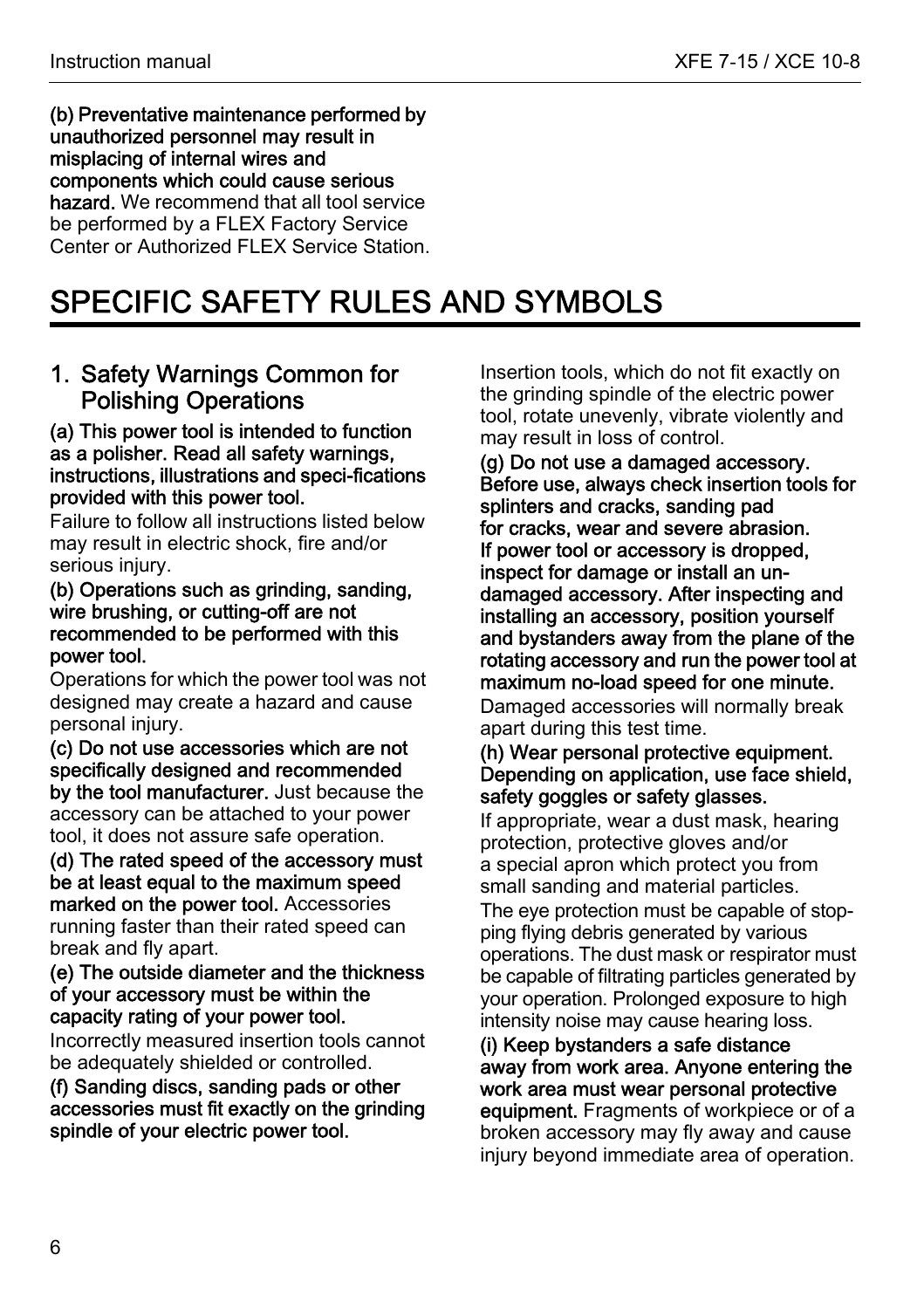**(b) Preventative maintenance performed by unauthorized personnel may result in misplacing of internal wires and components which could cause serious hazard.** We recommend that all tool service be performed by a FLEX Factory Service Center or Authorized FLEX Service Station.

# SPECIFIC SAFETY RULES AND SYMBOLS

## 1. Safety Warnings Common for Polishing Operations

**(a) This power tool is intended to function as a polisher. Read all safety warnings, instructions, illustrations and speci-fications provided with this power tool.**

Failure to follow all instructions listed below may result in electric shock, fire and/or serious injury.

**(b) Operations such as grinding, sanding, wire brushing, or cutting-off are not recommended to be performed with this power tool.**

Operations for which the power tool was not designed may create a hazard and cause personal injury.

**(c) Do not use accessories which are not specifically designed and recommended by the tool manufacturer.** Just because the accessory can be attached to your power tool, it does not assure safe operation.

**(d) The rated speed of the accessory must be at least equal to the maximum speed marked on the power tool.** Accessories running faster than their rated speed can break and fly apart.

**(e) The outside diameter and the thickness of your accessory must be within the capacity rating of your power tool.**

Incorrectly measured insertion tools cannot be adequately shielded or controlled.

**(f) Sanding discs, sanding pads or other accessories must fit exactly on the grinding spindle of your electric power tool.**

Insertion tools, which do not fit exactly on the grinding spindle of the electric power tool, rotate unevenly, vibrate violently and may result in loss of control.

**(g) Do not use a damaged accessory. Before use, always check insertion tools for splinters and cracks, sanding pad for cracks, wear and severe abrasion. If power tool or accessory is dropped, inspect for damage or install an un-damaged accessory. After inspecting and installing an accessory, position yourself and bystanders away from the plane of the rotating accessory and run the power tool at maximum no-load speed for one minute.**

Damaged accessories will normally break apart during this test time.

**(h) Wear personal protective equipment. Depending on application, use face shield, safety goggles or safety glasses.**

If appropriate, wear a dust mask, hearing protection, protective gloves and/or a special apron which protect you from small sanding and material particles.

The eye protection must be capable of stop-ping flying debris generated by various operations. The dust mask or respirator must be capable of filtrating particles generated by your operation. Prolonged exposure to high intensity noise may cause hearing loss.

**(i) Keep bystanders a safe distance away from work area. Anyone entering the work area must wear personal protective equipment.** Fragments of workpiece or of a broken accessory may fly away and cause injury beyond immediate area of operation.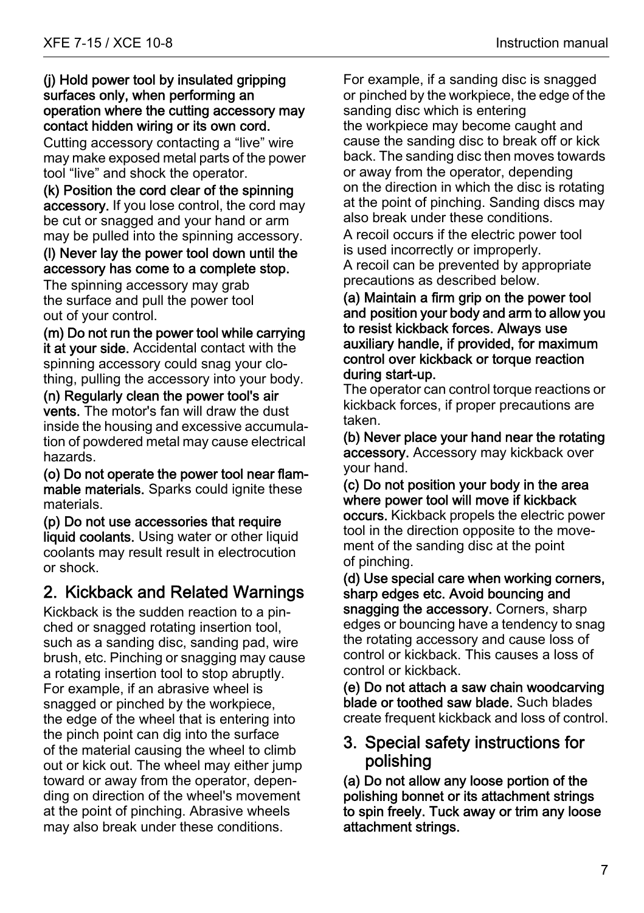**(j) Hold power tool by insulated gripping surfaces only, when performing an operation where the cutting accessory may contact hidden wiring or its own cord.** Cutting accessory contacting a “live” wire may make exposed metal parts of the power tool “live” and shock the operator.

**(k) Position the cord clear of the spinning accessory.** If you lose control, the cord may be cut or snagged and your hand or arm may be pulled into the spinning accessory.

**(l) Never lay the power tool down until the accessory has come to a complete stop.** The spinning accessory may grab the surface and pull the power tool out of your control.

**(m) Do not run the power tool while carrying it at your side.** Accidental contact with the spinning accessory could snag your clothing, pulling the accessory into your body.

**(n) Regularly clean the power tool's air vents.** The motor's fan will draw the dust inside the housing and excessive accumulation of powdered metal may cause electrical hazards.

**(o) Do not operate the power tool near flammable materials.** Sparks could ignite these materials.

**(p) Do not use accessories that require liquid coolants.** Using water or other liquid coolants may result result in electrocution or shock.

## 2. Kickback and Related Warnings

Kickback is the sudden reaction to a pinched or snagged rotating insertion tool, such as a sanding disc, sanding pad, wire brush, etc. Pinching or snagging may cause a rotating insertion tool to stop abruptly. For example, if an abrasive wheel is snagged or pinched by the workpiece, the edge of the wheel that is entering into the pinch point can dig into the surface of the material causing the wheel to climb out or kick out. The wheel may either jump toward or away from the operator, depending on direction of the wheel's movement at the point of pinching. Abrasive wheels may also break under these conditions.

For example, if a sanding disc is snagged or pinched by the workpiece, the edge of the sanding disc which is entering the workpiece may become caught and cause the sanding disc to break off or kick back. The sanding disc then moves towards or away from the operator, depending on the direction in which the disc is rotating at the point of pinching. Sanding discs may also break under these conditions.

A recoil occurs if the electric power tool is used incorrectly or improperly.
A recoil can be prevented by appropriate precautions as described below.

**(a) Maintain a firm grip on the power tool and position your body and arm to allow you to resist kickback forces. Always use auxiliary handle, if provided, for maximum control over kickback or torque reaction during start-up.**
The operator can control torque reactions or kickback forces, if proper precautions are taken.

**(b) Never place your hand near the rotating accessory.** Accessory may kickback over your hand.

**(c) Do not position your body in the area where power tool will move if kickback occurs.** Kickback propels the electric power tool in the direction opposite to the movement of the sanding disc at the point of pinching.

**(d) Use special care when working corners, sharp edges etc. Avoid bouncing and snagging the accessory.** Corners, sharp edges or bouncing have a tendency to snag the rotating accessory and cause loss of control or kickback. This causes a loss of control or kickback.

**(e) Do not attach a saw chain woodcarving blade or toothed saw blade.** Such blades create frequent kickback and loss of control.

## 3. Special safety instructions for polishing

**(a) Do not allow any loose portion of the polishing bonnet or its attachment strings to spin freely. Tuck away or trim any loose attachment strings.**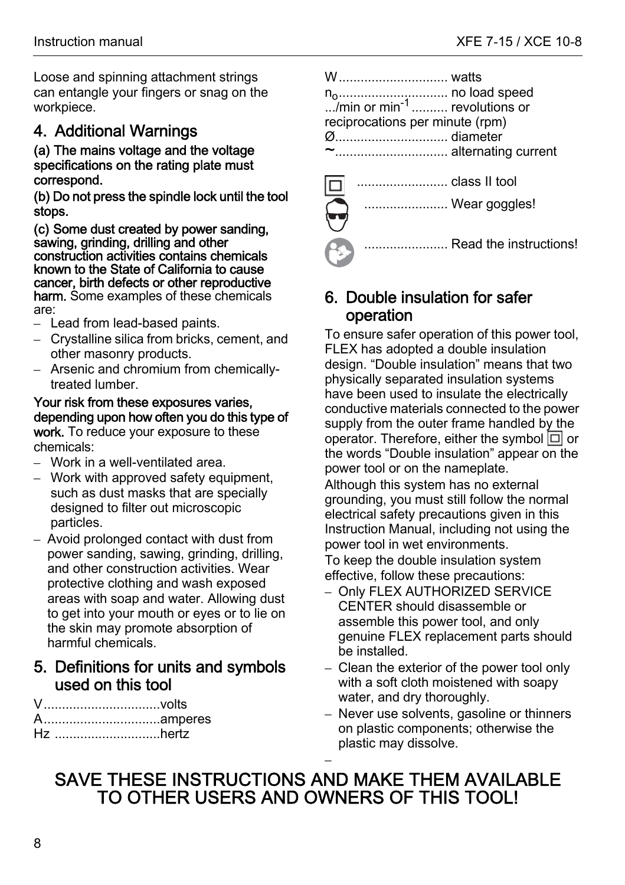Loose and spinning attachment strings can entangle your fingers or snag on the workpiece.

## 4. Additional Warnings

**(a) The mains voltage and the voltage specifications on the rating plate must correspond.**

**(b) Do not press the spindle lock until the tool stops.**

**(c) Some dust created by power sanding, sawing, grinding, drilling and other construction activities contains chemicals known to the State of California to cause cancer, birth defects or other reproductive harm.** Some examples of these chemicals are:

- Lead from lead-based paints.
- Crystalline silica from bricks, cement, and other masonry products.
- Arsenic and chromium from chemically-treated lumber.

**Your risk from these exposures varies, depending upon how often you do this type of work.** To reduce your exposure to these chemicals:

- Work in a well-ventilated area.
- Work with approved safety equipment, such as dust masks that are specially designed to filter out microscopic particles.
- Avoid prolonged contact with dust from power sanding, sawing, grinding, drilling, and other construction activities. Wear protective clothing and wash exposed areas with soap and water. Allowing dust to get into your mouth or eyes or to lie on the skin may promote absorption of harmful chemicals.

## 5. Definitions for units and symbols used on this tool

V................................volts
A................................amperes
Hz .............................hertz
W .............................. watts
$n_o$.............................. no load speed
.../min or $min^{-1}$ .......... revolutions or reciprocations per minute (rpm)
Ø............................... diameter
~............................... alternating current

⧈ ......................... class II tool

......................... Wear goggles!

......................... Read the instructions!

## 6. Double insulation for safer operation

To ensure safer operation of this power tool, FLEX has adopted a double insulation design. "Double insulation" means that two physically separated insulation systems have been used to insulate the electrically conductive materials connected to the power supply from the outer frame handled by the operator. Therefore, either the symbol ⧈ or the words "Double insulation" appear on the power tool or on the nameplate.

Although this system has no external grounding, you must still follow the normal electrical safety precautions given in this Instruction Manual, including not using the power tool in wet environments.

To keep the double insulation system effective, follow these precautions:

- Only FLEX AUTHORIZED SERVICE CENTER should disassemble or assemble this power tool, and only genuine FLEX replacement parts should be installed.
- Clean the exterior of the power tool only with a soft cloth moistened with soapy water, and dry thoroughly.
- Never use solvents, gasoline or thinners on plastic components; otherwise the plastic may dissolve.

## SAVE THESE INSTRUCTIONS AND MAKE THEM AVAILABLE TO OTHER USERS AND OWNERS OF THIS TOOL!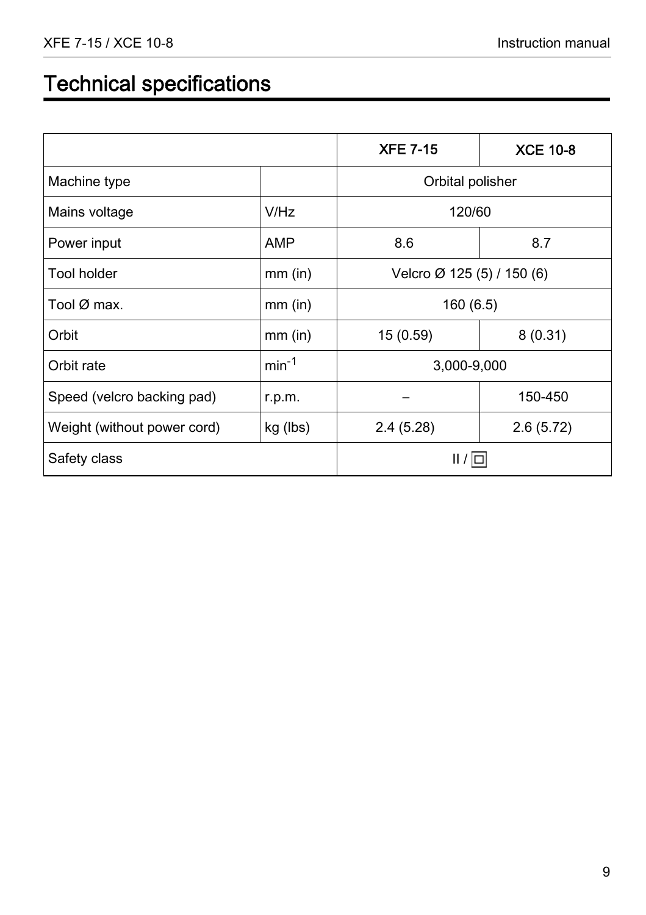# Technical specifications

| | | XFE 7-15 | XCE 10-8 |
|---|---|---|---|
| Machine type | | Orbital polisher | |
| Mains voltage | V/Hz | 120/60 | |
| Power input | AMP | 8.6 | 8.7 |
| Tool holder | mm (in) | Velcro Ø 125 (5) / 150 (6) | |
| Tool Ø max. | mm (in) | 160 (6.5) | |
| Orbit | mm (in) | 15 (0.59) | 8 (0.31) |
| Orbit rate | $min^{-1}$ | 3,000-9,000 | |
| Speed (velcro backing pad) | r.p.m. | – | 150-450 |
| Weight (without power cord) | kg (lbs) | 2.4 (5.28) | 2.6 (5.72) |
| Safety class | | II / ⧈ | |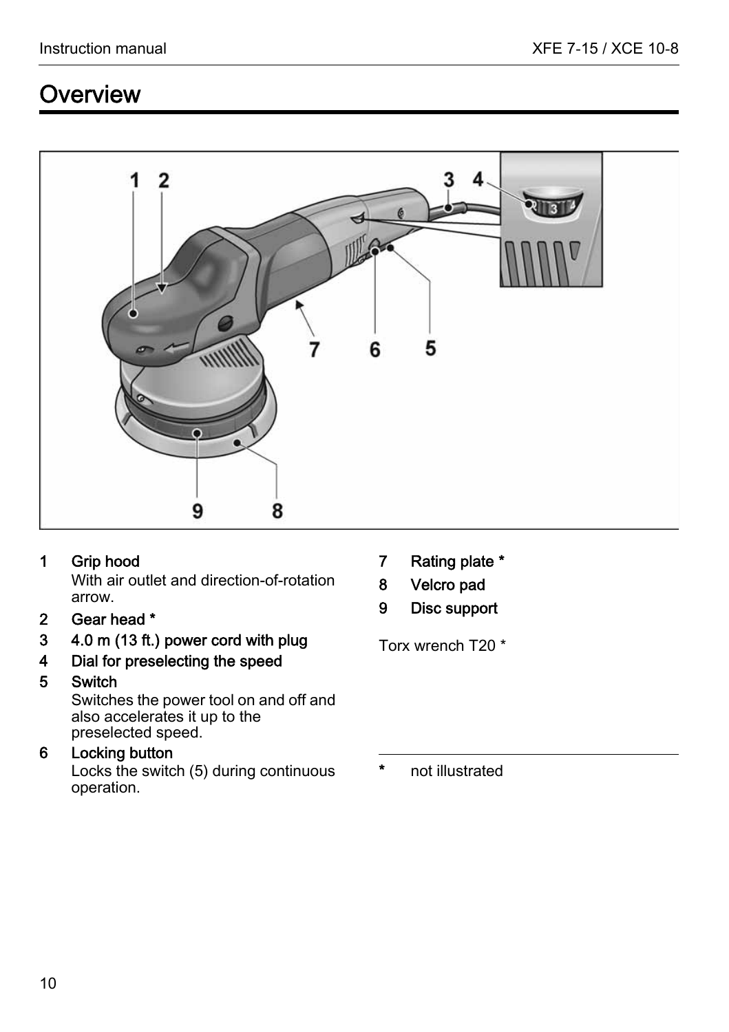# Overview

1 **Grip hood**
With air outlet and direction-of-rotation arrow.

2 **Gear head** *

3 **4.0 m (13 ft.) power cord with plug**

4 **Dial for preselecting the speed**

5 **Switch**
Switches the power tool on and off and also accelerates it up to the preselected speed.

6 **Locking button**
Locks the switch (5) during continuous operation.

7 **Rating plate** *

8 **Velcro pad**

9 **Disc support**

Torx wrench T20 *

---

**\*** not illustrated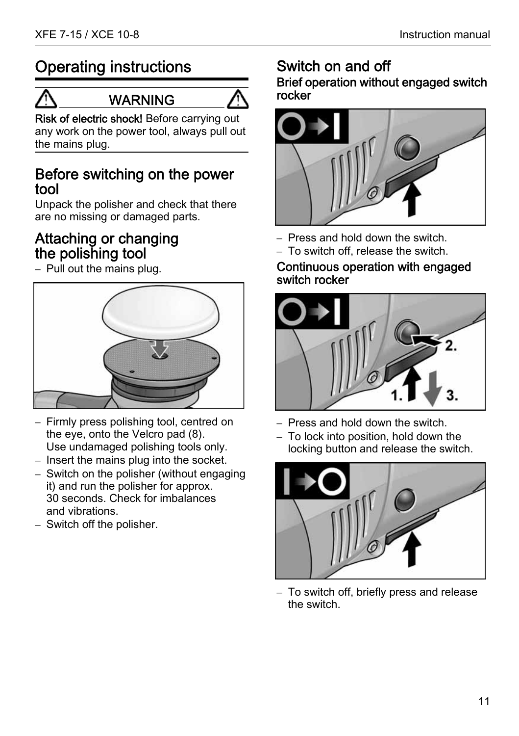# Operating instructions

**WARNING**

**Risk of electric shock!** Before carrying out any work on the power tool, always pull out the mains plug.

## Before switching on the power tool

Unpack the polisher and check that there are no missing or damaged parts.

## Attaching or changing the polishing tool

– Pull out the mains plug.

– Firmly press polishing tool, centred on the eye, onto the Velcro pad (8). Use undamaged polishing tools only.
– Insert the mains plug into the socket.
– Switch on the polisher (without engaging it) and run the polisher for approx. 30 seconds. Check for imbalances and vibrations.
– Switch off the polisher.

## Switch on and off

### Brief operation without engaged switch rocker

– Press and hold down the switch.
– To switch off, release the switch.

### Continuous operation with engaged switch rocker

– Press and hold down the switch.
– To lock into position, hold down the locking button and release the switch.

– To switch off, briefly press and release the switch.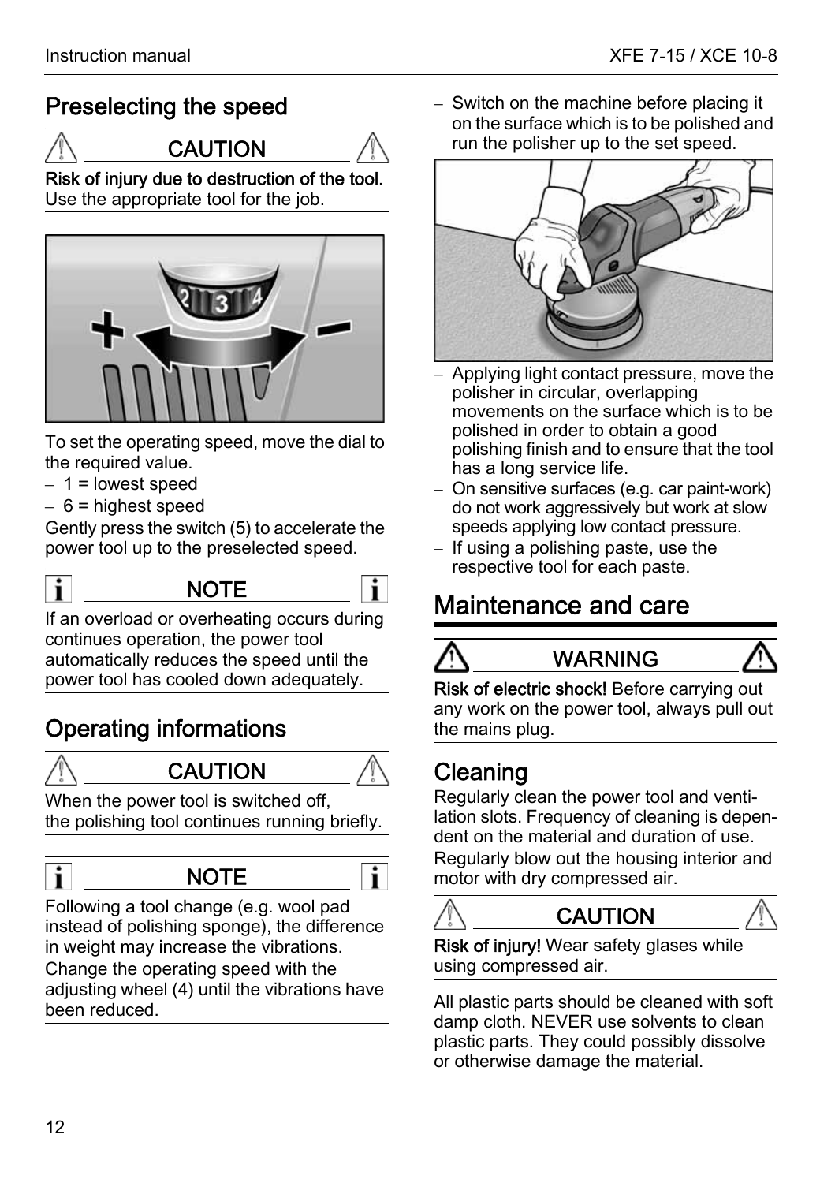## Preselecting the speed

**CAUTION**

**Risk of injury due to destruction of the tool.** Use the appropriate tool for the job.

To set the operating speed, move the dial to the required value.

- 1 = lowest speed
- 6 = highest speed

Gently press the switch (5) to accelerate the power tool up to the preselected speed.

**NOTE**

If an overload or overheating occurs during continues operation, the power tool automatically reduces the speed until the power tool has cooled down adequately.

## Operating informations

**CAUTION**

When the power tool is switched off, the polishing tool continues running briefly.

**NOTE**

Following a tool change (e.g. wool pad instead of polishing sponge), the difference in weight may increase the vibrations. Change the operating speed with the adjusting wheel (4) until the vibrations have been reduced.

- Switch on the machine before placing it on the surface which is to be polished and run the polisher up to the set speed.
- Applying light contact pressure, move the polisher in circular, overlapping movements on the surface which is to be polished in order to obtain a good polishing finish and to ensure that the tool has a long service life.
- On sensitive surfaces (e.g. car paint-work) do not work aggressively but work at slow speeds applying low contact pressure.
- If using a polishing paste, use the respective tool for each paste.

# Maintenance and care

**WARNING**

**Risk of electric shock!** Before carrying out any work on the power tool, always pull out the mains plug.

## Cleaning

Regularly clean the power tool and ventilation slots. Frequency of cleaning is dependent on the material and duration of use.

Regularly blow out the housing interior and motor with dry compressed air.

**CAUTION**

**Risk of injury!** Wear safety glases while using compressed air.

All plastic parts should be cleaned with soft damp cloth. NEVER use solvents to clean plastic parts. They could possibly dissolve or otherwise damage the material.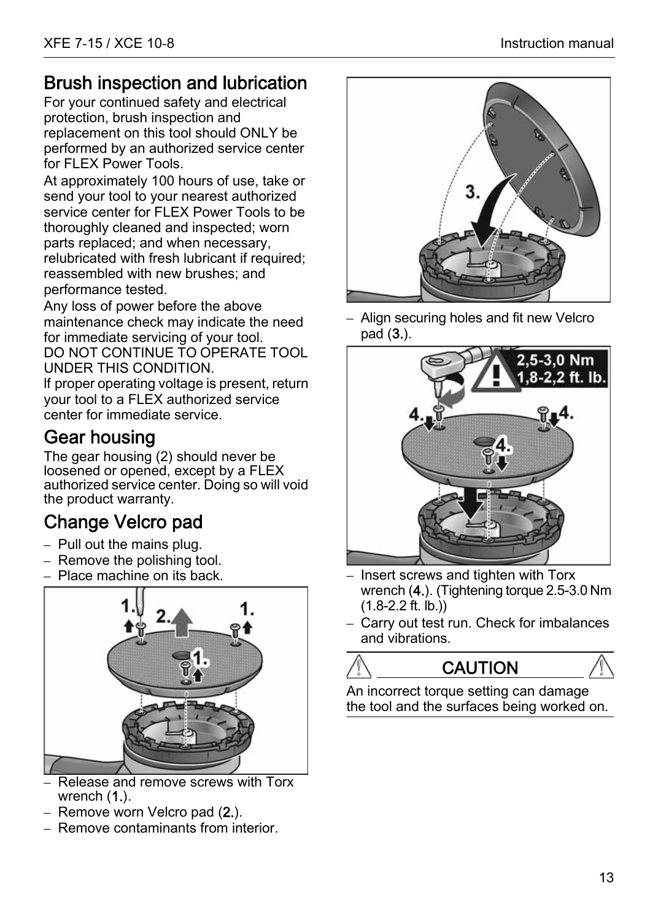## Brush inspection and lubrication

For your continued safety and electrical protection, brush inspection and replacement on this tool should ONLY be performed by an authorized service center for FLEX Power Tools.

At approximately 100 hours of use, take or send your tool to your nearest authorized service center for FLEX Power Tools to be thoroughly cleaned and inspected; worn parts replaced; and when necessary, relubricated with fresh lubricant if required; reassembled with new brushes; and performance tested.

Any loss of power before the above maintenance check may indicate the need for immediate servicing of your tool.
DO NOT CONTINUE TO OPERATE TOOL UNDER THIS CONDITION.
If proper operating voltage is present, return your tool to a FLEX authorized service center for immediate service.

## Gear housing

The gear housing (2) should never be loosened or opened, except by a FLEX authorized service center. Doing so will void the product warranty.

## Change Velcro pad

- Pull out the mains plug.
- Remove the polishing tool.
- Place machine on its back.
- Release and remove screws with Torx wrench (**1.**).
- Remove worn Velcro pad (**2.**).
- Remove contaminants from interior.
- Align securing holes and fit new Velcro pad (**3.**).
- Insert screws and tighten with Torx wrench (**4.**). (Tightening torque 2.5-3.0 Nm (1.8-2.2 ft. lb.))
- Carry out test run. Check for imbalances and vibrations.

**CAUTION**

An incorrect torque setting can damage the tool and the surfaces being worked on.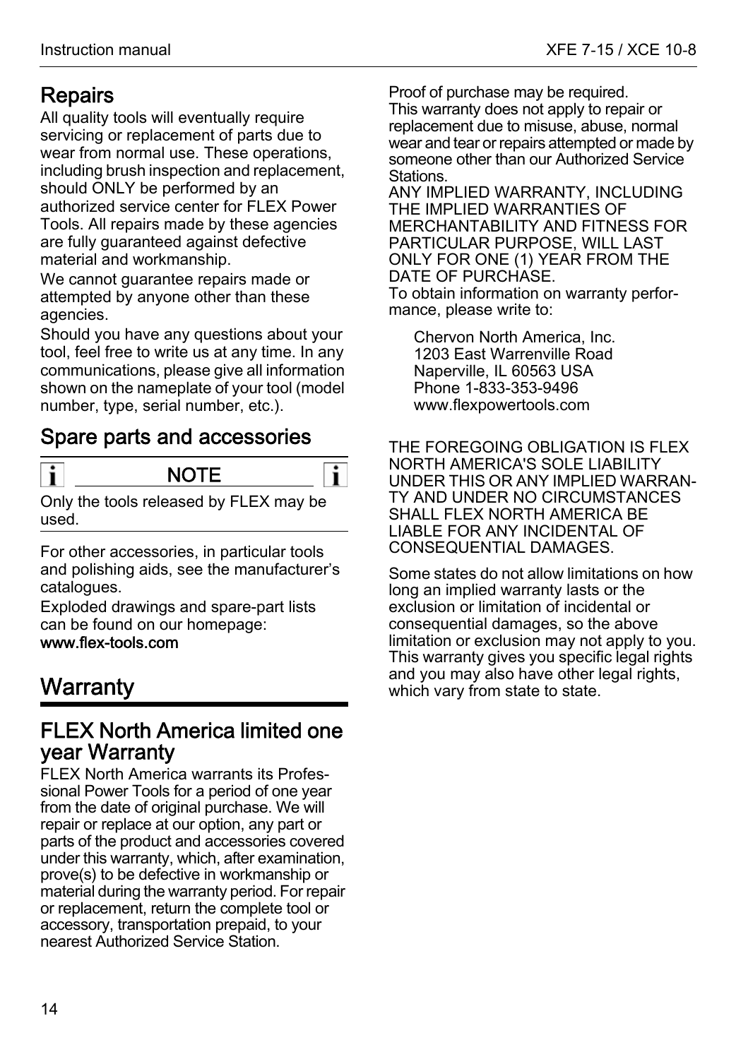## Repairs

All quality tools will eventually require servicing or replacement of parts due to wear from normal use. These operations, including brush inspection and replacement, should ONLY be performed by an authorized service center for FLEX Power Tools. All repairs made by these agencies are fully guaranteed against defective material and workmanship.

We cannot guarantee repairs made or attempted by anyone other than these agencies.

Should you have any questions about your tool, feel free to write us at any time. In any communications, please give all information shown on the nameplate of your tool (model number, type, serial number, etc.).

## Spare parts and accessories

**NOTE**

Only the tools released by FLEX may be used.

For other accessories, in particular tools and polishing aids, see the manufacturer's catalogues.

Exploded drawings and spare-part lists can be found on our homepage:
**www.flex-tools.com**

# Warranty

## FLEX North America limited one year Warranty

FLEX North America warrants its Professional Power Tools for a period of one year from the date of original purchase. We will repair or replace at our option, any part or parts of the product and accessories covered under this warranty, which, after examination, prove(s) to be defective in workmanship or material during the warranty period. For repair or replacement, return the complete tool or accessory, transportation prepaid, to your nearest Authorized Service Station.

Proof of purchase may be required.
This warranty does not apply to repair or replacement due to misuse, abuse, normal wear and tear or repairs attempted or made by someone other than our Authorized Service Stations.
ANY IMPLIED WARRANTY, INCLUDING THE IMPLIED WARRANTIES OF MERCHANTABILITY AND FITNESS FOR PARTICULAR PURPOSE, WILL LAST ONLY FOR ONE (1) YEAR FROM THE DATE OF PURCHASE.
To obtain information on warranty performance, please write to:

Chervon North America, Inc.
1203 East Warrenville Road
Naperville, IL 60563 USA
Phone 1-833-353-9496
www.flexpowertools.com

THE FOREGOING OBLIGATION IS FLEX NORTH AMERICA'S SOLE LIABILITY UNDER THIS OR ANY IMPLIED WARRANTY AND UNDER NO CIRCUMSTANCES SHALL FLEX NORTH AMERICA BE LIABLE FOR ANY INCIDENTAL OF CONSEQUENTIAL DAMAGES.

Some states do not allow limitations on how long an implied warranty lasts or the exclusion or limitation of incidental or consequential damages, so the above limitation or exclusion may not apply to you. This warranty gives you specific legal rights and you may also have other legal rights, which vary from state to state.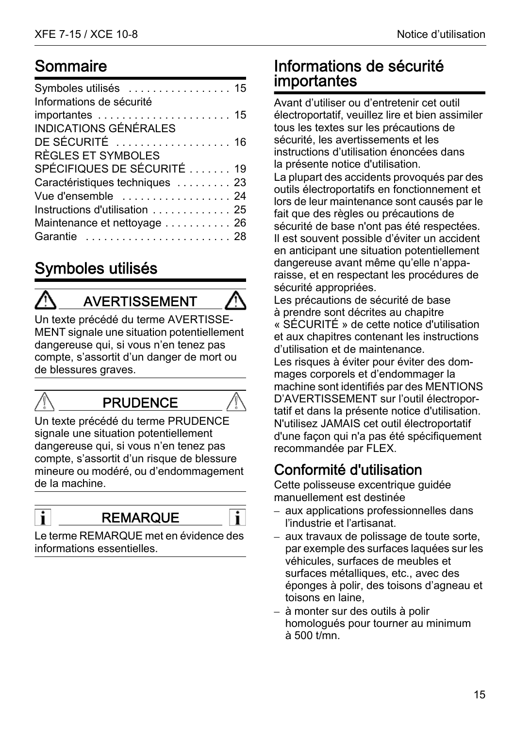## Sommaire

| | |
|---|---|
| Symboles utilisés | 15 |
| Informations de sécurité importantes | 15 |
| INDICATIONS GÉNÉRALES DE SÉCURITÉ | 16 |
| RÈGLES ET SYMBOLES SPÉCIFIQUES DE SÉCURITÉ | 19 |
| Caractéristiques techniques | 23 |
| Vue d'ensemble | 24 |
| Instructions d'utilisation | 25 |
| Maintenance et nettoyage | 26 |
| Garantie | 28 |

## Symboles utilisés

**AVERTISSEMENT**

Un texte précédé du terme AVERTISSEMENT signale une situation potentiellement dangereuse qui, si vous n'en tenez pas compte, s'assortit d'un danger de mort ou de blessures graves.

**PRUDENCE**

Un texte précédé du terme PRUDENCE signale une situation potentiellement dangereuse qui, si vous n'en tenez pas compte, s'assortit d'un risque de blessure mineure ou modéré, ou d'endommagement de la machine.

**REMARQUE**

Le terme REMARQUE met en évidence des informations essentielles.

## Informations de sécurité importantes

Avant d'utiliser ou d'entretenir cet outil électroportatif, veuillez lire et bien assimiler tous les textes sur les précautions de sécurité, les avertissements et les instructions d'utilisation énoncées dans la présente notice d'utilisation.

La plupart des accidents provoqués par des outils électroportatifs en fonctionnement et lors de leur maintenance sont causés par le fait que des règles ou précautions de sécurité de base n'ont pas été respectées. Il est souvent possible d'éviter un accident en anticipant une situation potentiellement dangereuse avant même qu'elle n'apparaisse, et en respectant les procédures de sécurité appropriées.

Les précautions de sécurité de base à prendre sont décrites au chapitre « SÉCURITÉ » de cette notice d'utilisation et aux chapitres contenant les instructions d'utilisation et de maintenance.

Les risques à éviter pour éviter des dommages corporels et d'endommager la machine sont identifiés par des MENTIONS D'AVERTISSEMENT sur l'outil électroportatif et dans la présente notice d'utilisation.

N'utilisez JAMAIS cet outil électroportatif d'une façon qui n'a pas été spécifiquement recommandée par FLEX.

### Conformité d'utilisation

Cette polisseuse excentrique guidée manuellement est destinée

– aux applications professionnelles dans l'industrie et l'artisanat.
– aux travaux de polissage de toute sorte, par exemple des surfaces laquées sur les véhicules, surfaces de meubles et surfaces métalliques, etc., avec des éponges à polir, des toisons d'agneau et toisons en laine,
– à monter sur des outils à polir homologués pour tourner au minimum à 500 t/mn.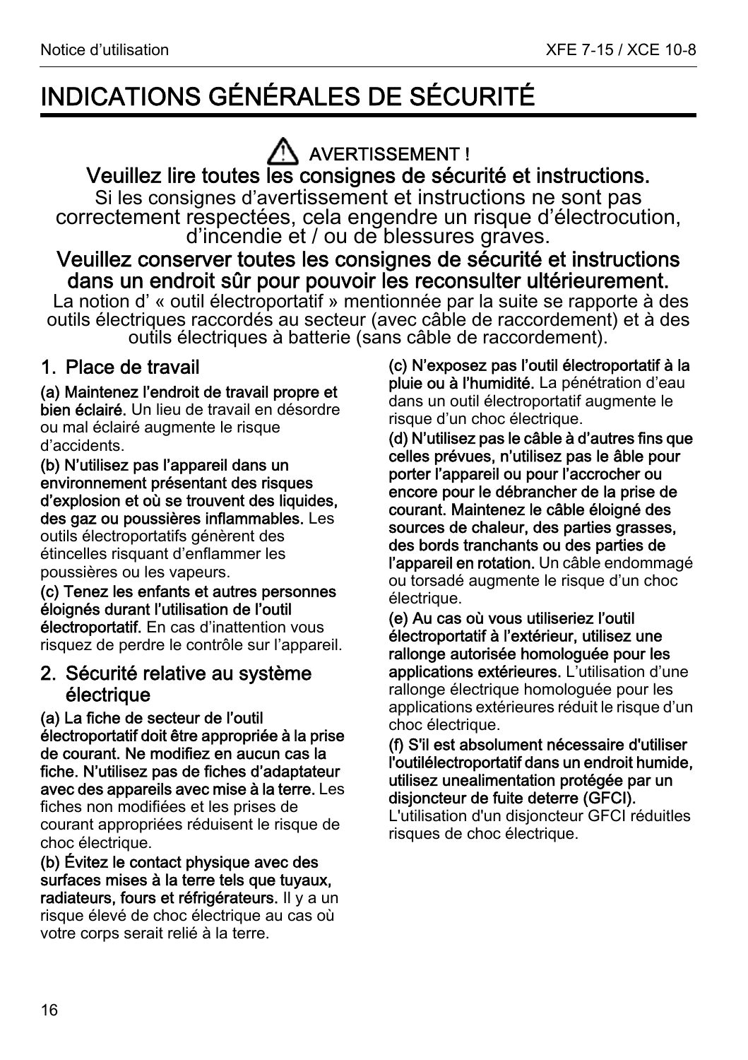// Notice d'utilisation / XFE 7-15 / XCE 10-8 header omitted

# INDICATIONS GÉNÉRALES DE SÉCURITÉ

⚠ AVERTISSEMENT !

**Veuillez lire toutes les consignes de sécurité et instructions.**

Si les consignes d'avertissement et instructions ne sont pas correctement respectées, cela engendre un risque d'électrocution, d'incendie et / ou de blessures graves.

**Veuillez conserver toutes les consignes de sécurité et instructions dans un endroit sûr pour pouvoir les reconsulter ultérieurement.**

La notion d' « outil électroportatif » mentionnée par la suite se rapporte à des outils électriques raccordés au secteur (avec câble de raccordement) et à des outils électriques à batterie (sans câble de raccordement).

## 1. Place de travail

**(a) Maintenez l'endroit de travail propre et bien éclairé.** Un lieu de travail en désordre ou mal éclairé augmente le risque d'accidents.

**(b) N'utilisez pas l'appareil dans un environnement présentant des risques d'explosion et où se trouvent des liquides, des gaz ou poussières inflammables.** Les outils électroportatifs génèrent des étincelles risquant d'enflammer les poussières ou les vapeurs.

**(c) Tenez les enfants et autres personnes éloignés durant l'utilisation de l'outil électroportatif.** En cas d'inattention vous risquez de perdre le contrôle sur l'appareil.

## 2. Sécurité relative au système électrique

**(a) La fiche de secteur de l'outil électroportatif doit être appropriée à la prise de courant. Ne modifiez en aucun cas la fiche. N'utilisez pas de fiches d'adaptateur avec des appareils avec mise à la terre.** Les fiches non modifiées et les prises de courant appropriées réduisent le risque de choc électrique.

**(b) Évitez le contact physique avec des surfaces mises à la terre tels que tuyaux, radiateurs, fours et réfrigérateurs.** Il y a un risque élevé de choc électrique au cas où votre corps serait relié à la terre.

**(c) N'exposez pas l'outil électroportatif à la pluie ou à l'humidité.** La pénétration d'eau dans un outil électroportatif augmente le risque d'un choc électrique.

**(d) N'utilisez pas le câble à d'autres fins que celles prévues, n'utilisez pas le âble pour porter l'appareil ou pour l'accrocher ou encore pour le débrancher de la prise de courant. Maintenez le câble éloigné des sources de chaleur, des parties grasses, des bords tranchants ou des parties de l'appareil en rotation.** Un câble endommagé ou torsadé augmente le risque d'un choc électrique.

**(e) Au cas où vous utiliseriez l'outil électroportatif à l'extérieur, utilisez une rallonge autorisée homologuée pour les applications extérieures.** L'utilisation d'une rallonge électrique homologuée pour les applications extérieures réduit le risque d'un choc électrique.

**(f) S'il est absolument nécessaire d'utiliser l'outilélectroportatif dans un endroit humide, utilisez unealimentation protégée par un disjoncteur de fuite deterre (GFCI).** L'utilisation d'un disjoncteur GFCI réduitles risques de choc électrique.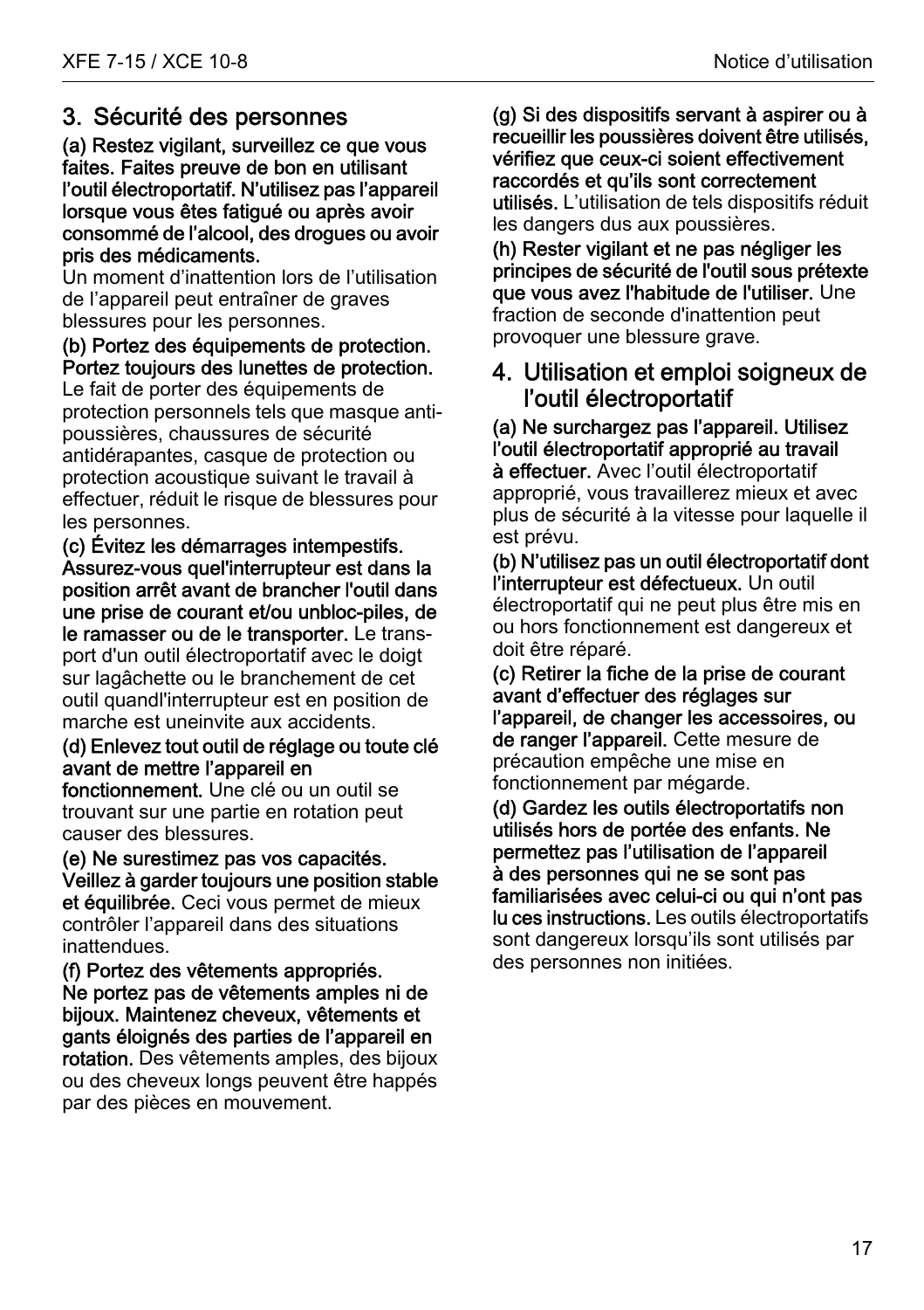## 3. Sécurité des personnes

**(a) Restez vigilant, surveillez ce que vous faites. Faites preuve de bon en utilisant l'outil électroportatif. N'utilisez pas l'appareil lorsque vous êtes fatigué ou après avoir consommé de l'alcool, des drogues ou avoir pris des médicaments.**
Un moment d'inattention lors de l'utilisation de l'appareil peut entraîner de graves blessures pour les personnes.

**(b) Portez des équipements de protection. Portez toujours des lunettes de protection.** Le fait de porter des équipements de protection personnels tels que masque anti-poussières, chaussures de sécurité antidérapantes, casque de protection ou protection acoustique suivant le travail à effectuer, réduit le risque de blessures pour les personnes.

**(c) Évitez les démarrages intempestifs. Assurez-vous quel'interrupteur est dans la position arrêt avant de brancher l'outil dans une prise de courant et/ou unbloc-piles, de le ramasser ou de le transporter.** Le transport d'un outil électroportatif avec le doigt sur lagâchette ou le branchement de cet outil quandl'interrupteur est en position de marche est uneinvite aux accidents.

**(d) Enlevez tout outil de réglage ou toute clé avant de mettre l'appareil en fonctionnement.** Une clé ou un outil se trouvant sur une partie en rotation peut causer des blessures.

**(e) Ne surestimez pas vos capacités. Veillez à garder toujours une position stable et équilibrée.** Ceci vous permet de mieux contrôler l'appareil dans des situations inattendues.

**(f) Portez des vêtements appropriés. Ne portez pas de vêtements amples ni de bijoux. Maintenez cheveux, vêtements et gants éloignés des parties de l'appareil en rotation.** Des vêtements amples, des bijoux ou des cheveux longs peuvent être happés par des pièces en mouvement.

**(g) Si des dispositifs servant à aspirer ou à recueillir les poussières doivent être utilisés, vérifiez que ceux-ci soient effectivement raccordés et qu'ils sont correctement utilisés.** L'utilisation de tels dispositifs réduit les dangers dus aux poussières.

**(h) Rester vigilant et ne pas négliger les principes de sécurité de l'outil sous prétexte que vous avez l'habitude de l'utiliser.** Une fraction de seconde d'inattention peut provoquer une blessure grave.

## 4. Utilisation et emploi soigneux de l'outil électroportatif

**(a) Ne surchargez pas l'appareil. Utilisez l'outil électroportatif approprié au travail à effectuer.** Avec l'outil électroportatif approprié, vous travaillerez mieux et avec plus de sécurité à la vitesse pour laquelle il est prévu.

**(b) N'utilisez pas un outil électroportatif dont l'interrupteur est défectueux.** Un outil électroportatif qui ne peut plus être mis en ou hors fonctionnement est dangereux et doit être réparé.

**(c) Retirer la fiche de la prise de courant avant d'effectuer des réglages sur l'appareil, de changer les accessoires, ou de ranger l'appareil.** Cette mesure de précaution empêche une mise en fonctionnement par mégarde.

**(d) Gardez les outils électroportatifs non utilisés hors de portée des enfants. Ne permettez pas l'utilisation de l'appareil à des personnes qui ne se sont pas familiarisées avec celui-ci ou qui n'ont pas lu ces instructions.** Les outils électroportatifs sont dangereux lorsqu'ils sont utilisés par des personnes non initiées.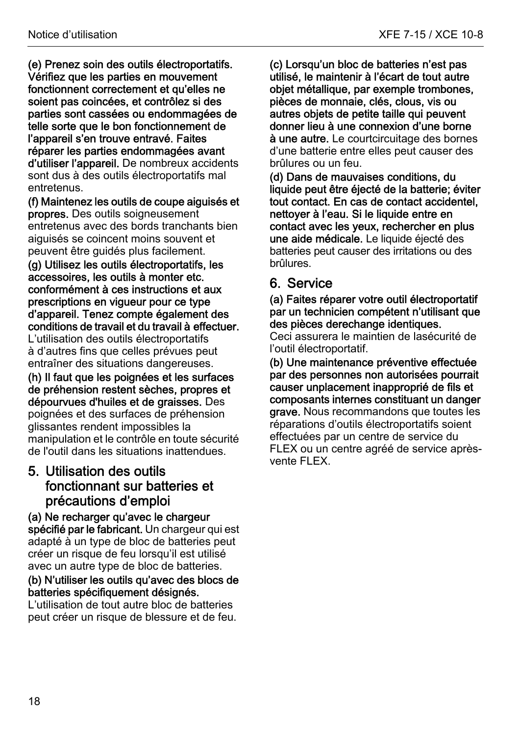**(e) Prenez soin des outils électroportatifs. Vérifiez que les parties en mouvement fonctionnent correctement et qu'elles ne soient pas coincées, et contrôlez si des parties sont cassées ou endommagées de telle sorte que le bon fonctionnement de l'appareil s'en trouve entravé. Faites réparer les parties endommagées avant d'utiliser l'appareil.** De nombreux accidents sont dus à des outils électroportatifs mal entretenus.

**(f) Maintenez les outils de coupe aiguisés et propres.** Des outils soigneusement entretenus avec des bords tranchants bien aiguisés se coincent moins souvent et peuvent être guidés plus facilement.

**(g) Utilisez les outils électroportatifs, les accessoires, les outils à monter etc. conformément à ces instructions et aux prescriptions en vigueur pour ce type d'appareil. Tenez compte également des conditions de travail et du travail à effectuer.** L'utilisation des outils électroportatifs à d'autres fins que celles prévues peut entraîner des situations dangereuses.

**(h) Il faut que les poignées et les surfaces de préhension restent sèches, propres et dépourvues d'huiles et de graisses.** Des poignées et des surfaces de préhension glissantes rendent impossibles la manipulation et le contrôle en toute sécurité de l'outil dans les situations inattendues.

## 5. Utilisation des outils fonctionnant sur batteries et précautions d'emploi

**(a) Ne recharger qu'avec le chargeur spécifié par le fabricant.** Un chargeur qui est adapté à un type de bloc de batteries peut créer un risque de feu lorsqu'il est utilisé avec un autre type de bloc de batteries.

**(b) N'utiliser les outils qu'avec des blocs de batteries spécifiquement désignés.** L'utilisation de tout autre bloc de batteries peut créer un risque de blessure et de feu.

**(c) Lorsqu'un bloc de batteries n'est pas utilisé, le maintenir à l'écart de tout autre objet métallique, par exemple trombones, pièces de monnaie, clés, clous, vis ou autres objets de petite taille qui peuvent donner lieu à une connexion d'une borne à une autre.** Le courtcircuitage des bornes d'une batterie entre elles peut causer des brûlures ou un feu.

**(d) Dans de mauvaises conditions, du liquide peut être éjecté de la batterie; éviter tout contact. En cas de contact accidentel, nettoyer à l'eau. Si le liquide entre en contact avec les yeux, rechercher en plus une aide médicale.** Le liquide éjecté des batteries peut causer des irritations ou des brûlures.

## 6. Service

**(a) Faites réparer votre outil électroportatif par un technicien compétent n'utilisant que des pièces derechange identiques.**
Ceci assurera le maintien de lasécurité de l'outil électroportatif.

**(b) Une maintenance préventive effectuée par des personnes non autorisées pourrait causer unplacement inapproprié de fils et composants internes constituant un danger grave.** Nous recommandons que toutes les réparations d'outils électroportatifs soient effectuées par un centre de service du FLEX ou un centre agréé de service après-vente FLEX.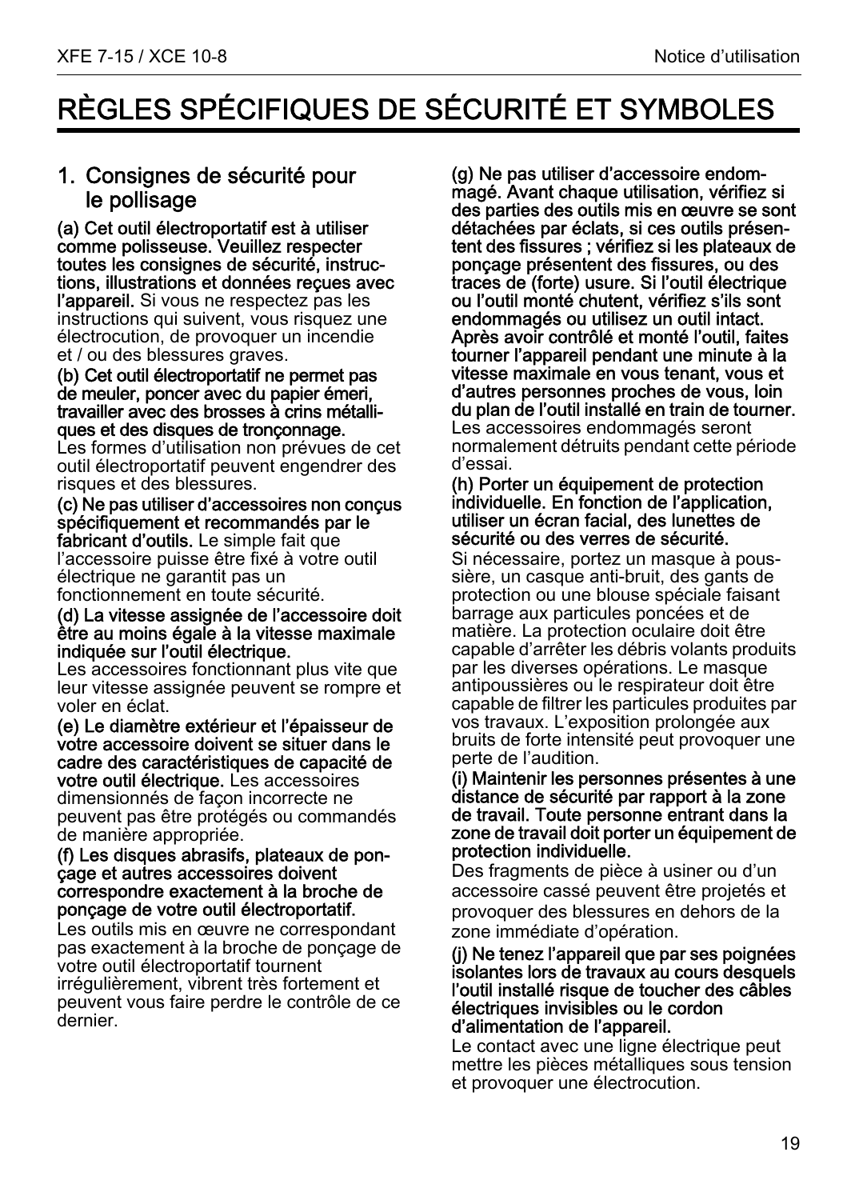# RÈGLES SPÉCIFIQUES DE SÉCURITÉ ET SYMBOLES

## 1. Consignes de sécurité pour le pollisage

**(a) Cet outil électroportatif est à utiliser comme polisseuse. Veuillez respecter toutes les consignes de sécurité, instructions, illustrations et données reçues avec l'appareil.** Si vous ne respectez pas les instructions qui suivent, vous risquez une électrocution, de provoquer un incendie et / ou des blessures graves.

**(b) Cet outil électroportatif ne permet pas de meuler, poncer avec du papier émeri, travailler avec des brosses à crins métalliques et des disques de tronçonnage.**
Les formes d'utilisation non prévues de cet outil électroportatif peuvent engendrer des risques et des blessures.

**(c) Ne pas utiliser d'accessoires non conçus spécifiquement et recommandés par le fabricant d'outils.** Le simple fait que l'accessoire puisse être fixé à votre outil électrique ne garantit pas un fonctionnement en toute sécurité.

**(d) La vitesse assignée de l'accessoire doit être au moins égale à la vitesse maximale indiquée sur l'outil électrique.**
Les accessoires fonctionnant plus vite que leur vitesse assignée peuvent se rompre et voler en éclat.

**(e) Le diamètre extérieur et l'épaisseur de votre accessoire doivent se situer dans le cadre des caractéristiques de capacité de votre outil électrique.** Les accessoires dimensionnés de façon incorrecte ne peuvent pas être protégés ou commandés de manière appropriée.

**(f) Les disques abrasifs, plateaux de ponçage et autres accessoires doivent correspondre exactement à la broche de ponçage de votre outil électroportatif.**
Les outils mis en œuvre ne correspondant pas exactement à la broche de ponçage de votre outil électroportatif tournent irrégulièrement, vibrent très fortement et peuvent vous faire perdre le contrôle de ce dernier.

**(g) Ne pas utiliser d'accessoire endommagé. Avant chaque utilisation, vérifiez si des parties des outils mis en œuvre se sont détachées par éclats, si ces outils présentent des fissures ; vérifiez si les plateaux de ponçage présentent des fissures, ou des traces de (forte) usure. Si l'outil électrique ou l'outil monté chutent, vérifiez s'ils sont endommagés ou utilisez un outil intact. Après avoir contrôlé et monté l'outil, faites tourner l'appareil pendant une minute à la vitesse maximale en vous tenant, vous et d'autres personnes proches de vous, loin du plan de l'outil installé en train de tourner.** Les accessoires endommagés seront normalement détruits pendant cette période d'essai.

**(h) Porter un équipement de protection individuelle. En fonction de l'application, utiliser un écran facial, des lunettes de sécurité ou des verres de sécurité.**
Si nécessaire, portez un masque à poussière, un casque anti-bruit, des gants de protection ou une blouse spéciale faisant barrage aux particules poncées et de matière. La protection oculaire doit être capable d'arrêter les débris volants produits par les diverses opérations. Le masque antipoussières ou le respirateur doit être capable de filtrer les particules produites par vos travaux. L'exposition prolongée aux bruits de forte intensité peut provoquer une perte de l'audition.

**(i) Maintenir les personnes présentes à une distance de sécurité par rapport à la zone de travail. Toute personne entrant dans la zone de travail doit porter un équipement de protection individuelle.**
Des fragments de pièce à usiner ou d'un accessoire cassé peuvent être projetés et provoquer des blessures en dehors de la zone immédiate d'opération.

**(j) Ne tenez l'appareil que par ses poignées isolantes lors de travaux au cours desquels l'outil installé risque de toucher des câbles électriques invisibles ou le cordon d'alimentation de l'appareil.**
Le contact avec une ligne électrique peut mettre les pièces métalliques sous tension et provoquer une électrocution.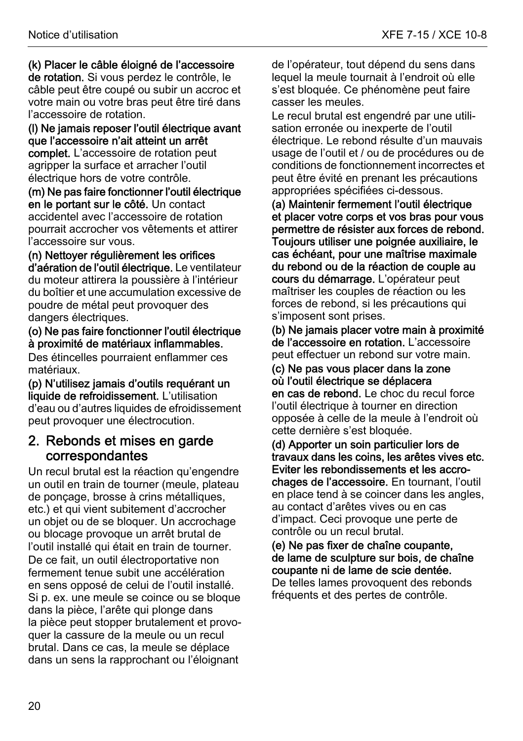**(k) Placer le câble éloigné de l'accessoire de rotation.** Si vous perdez le contrôle, le câble peut être coupé ou subir un accroc et votre main ou votre bras peut être tiré dans l'accessoire de rotation.

**(l) Ne jamais reposer l'outil électrique avant que l'accessoire n'ait atteint un arrêt complet.** L'accessoire de rotation peut agripper la surface et arracher l'outil électrique hors de votre contrôle.

**(m) Ne pas faire fonctionner l'outil électrique en le portant sur le côté.** Un contact accidentel avec l'accessoire de rotation pourrait accrocher vos vêtements et attirer l'accessoire sur vous.

**(n) Nettoyer régulièrement les orifices d'aération de l'outil électrique.** Le ventilateur du moteur attirera la poussière à l'intérieur du boîtier et une accumulation excessive de poudre de métal peut provoquer des dangers électriques.

**(o) Ne pas faire fonctionner l'outil électrique à proximité de matériaux inflammables.** Des étincelles pourraient enflammer ces matériaux.

**(p) N'utilisez jamais d'outils requérant un liquide de refroidissement.** L'utilisation d'eau ou d'autres liquides de efroidissement peut provoquer une électrocution.

## 2. Rebonds et mises en garde correspondantes

Un recul brutal est la réaction qu'engendre un outil en train de tourner (meule, plateau de ponçage, brosse à crins métalliques, etc.) et qui vient subitement d'accrocher un objet ou de se bloquer. Un accrochage ou blocage provoque un arrêt brutal de l'outil installé qui était en train de tourner. De ce fait, un outil électroportative non fermement tenue subit une accélération en sens opposé de celui de l'outil installé. Si p. ex. une meule se coince ou se bloque dans la pièce, l'arête qui plonge dans la pièce peut stopper brutalement et provoquer la cassure de la meule ou un recul brutal. Dans ce cas, la meule se déplace dans un sens la rapprochant ou l'éloignant de l'opérateur, tout dépend du sens dans lequel la meule tournait à l'endroit où elle s'est bloquée. Ce phénomène peut faire casser les meules.

Le recul brutal est engendré par une utilisation erronée ou inexperte de l'outil électrique. Le rebond résulte d'un mauvais usage de l'outil et / ou de procédures ou de conditions de fonctionnement incorrectes et peut être évité en prenant les précautions appropriées spécifiées ci-dessous.

**(a) Maintenir fermement l'outil électrique et placer votre corps et vos bras pour vous permettre de résister aux forces de rebond. Toujours utiliser une poignée auxiliaire, le cas échéant, pour une maîtrise maximale du rebond ou de la réaction de couple au cours du démarrage.** L'opérateur peut maîtriser les couples de réaction ou les forces de rebond, si les précautions qui s'imposent sont prises.

**(b) Ne jamais placer votre main à proximité de l'accessoire en rotation.** L'accessoire peut effectuer un rebond sur votre main.

**(c) Ne pas vous placer dans la zone où l'outil électrique se déplacera en cas de rebond.** Le choc du recul force l'outil électrique à tourner en direction opposée à celle de la meule à l'endroit où cette dernière s'est bloquée.

**(d) Apporter un soin particulier lors de travaux dans les coins, les arêtes vives etc. Eviter les rebondissements et les accrochages de l'accessoire.** En tournant, l'outil en place tend à se coincer dans les angles, au contact d'arêtes vives ou en cas d'impact. Ceci provoque une perte de contrôle ou un recul brutal.

**(e) Ne pas fixer de chaîne coupante, de lame de sculpture sur bois, de chaîne coupante ni de lame de scie dentée.** De telles lames provoquent des rebonds fréquents et des pertes de contrôle.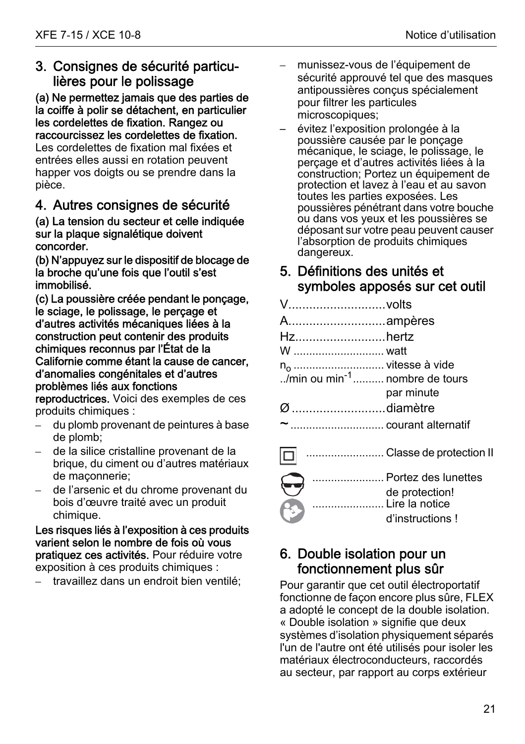## 3. Consignes de sécurité particulières pour le polissage

**(a) Ne permettez jamais que des parties de la coiffe à polir se détachent, en particulier les cordelettes de fixation. Rangez ou raccourcissez les cordelettes de fixation.** Les cordelettes de fixation mal fixées et entrées elles aussi en rotation peuvent happer vos doigts ou se prendre dans la pièce.

## 4. Autres consignes de sécurité

**(a) La tension du secteur et celle indiquée sur la plaque signalétique doivent concorder.**

**(b) N'appuyez sur le dispositif de blocage de la broche qu'une fois que l'outil s'est immobilisé.**

**(c) La poussière créée pendant le ponçage, le sciage, le polissage, le perçage et d'autres activités mécaniques liées à la construction peut contenir des produits chimiques reconnus par l'État de la Californie comme étant la cause de cancer, d'anomalies congénitales et d'autres problèmes liés aux fonctions reproductrices.** Voici des exemples de ces produits chimiques :

- du plomb provenant de peintures à base de plomb;
- de la silice cristalline provenant de la brique, du ciment ou d'autres matériaux de maçonnerie;
- de l'arsenic et du chrome provenant du bois d'œuvre traité avec un produit chimique.

**Les risques liés à l'exposition à ces produits varient selon le nombre de fois où vous pratiquez ces activités.** Pour réduire votre exposition à ces produits chimiques :

- travaillez dans un endroit bien ventilé;
- munissez-vous de l'équipement de sécurité approuvé tel que des masques antipoussières conçus spécialement pour filtrer les particules microscopiques;
- évitez l'exposition prolongée à la poussière causée par le ponçage mécanique, le sciage, le polissage, le perçage et d'autres activités liées à la construction; Portez un équipement de protection et lavez à l'eau et au savon toutes les parties exposées. Les poussières pénétrant dans votre bouche ou dans vos yeux et les poussières se déposant sur votre peau peuvent causer l'absorption de produits chimiques dangereux.

## 5. Définitions des unités et symboles apposés sur cet outil

V............................volts

A............................ampères

Hz..........................hertz

W ............................ watt

$n_o$ ............................ vitesse à vide

../min ou $min^{-1}$.......... nombre de tours par minute

Ø ...........................diamètre

~ .............................. courant alternatif

......................... Classe de protection II

....................... Portez des lunettes de protection!

....................... Lire la notice d'instructions !

## 6. Double isolation pour un fonctionnement plus sûr

Pour garantir que cet outil électroportatif fonctionne de façon encore plus sûre, FLEX a adopté le concept de la double isolation. « Double isolation » signifie que deux systèmes d'isolation physiquement séparés l'un de l'autre ont été utilisés pour isoler les matériaux électroconducteurs, raccordés au secteur, par rapport au corps extérieur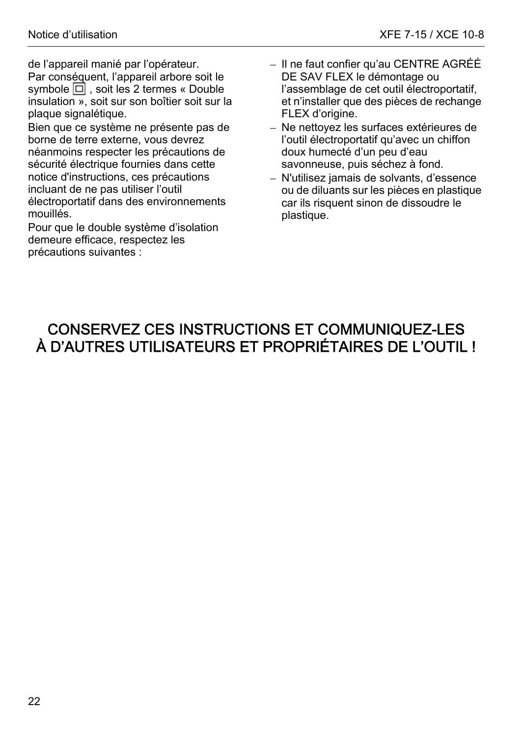de l'appareil manié par l'opérateur.
Par conséquent, l'appareil arbore soit le symbole ⧈ , soit les 2 termes « Double insulation », soit sur son boîtier soit sur la plaque signalétique.

Bien que ce système ne présente pas de borne de terre externe, vous devrez néanmoins respecter les précautions de sécurité électrique fournies dans cette notice d'instructions, ces précautions incluant de ne pas utiliser l'outil électroportatif dans des environnements mouillés.

Pour que le double système d'isolation demeure efficace, respectez les précautions suivantes :

- Il ne faut confier qu'au CENTRE AGRÉÉ DE SAV FLEX le démontage ou l'assemblage de cet outil électroportatif, et n'installer que des pièces de rechange FLEX d'origine.
- Ne nettoyez les surfaces extérieures de l'outil électroportatif qu'avec un chiffon doux humecté d'un peu d'eau savonneuse, puis séchez à fond.
- N'utilisez jamais de solvants, d'essence ou de diluants sur les pièces en plastique car ils risquent sinon de dissoudre le plastique.

**CONSERVEZ CES INSTRUCTIONS ET COMMUNIQUEZ-LES À D'AUTRES UTILISATEURS ET PROPRIÉTAIRES DE L'OUTIL !**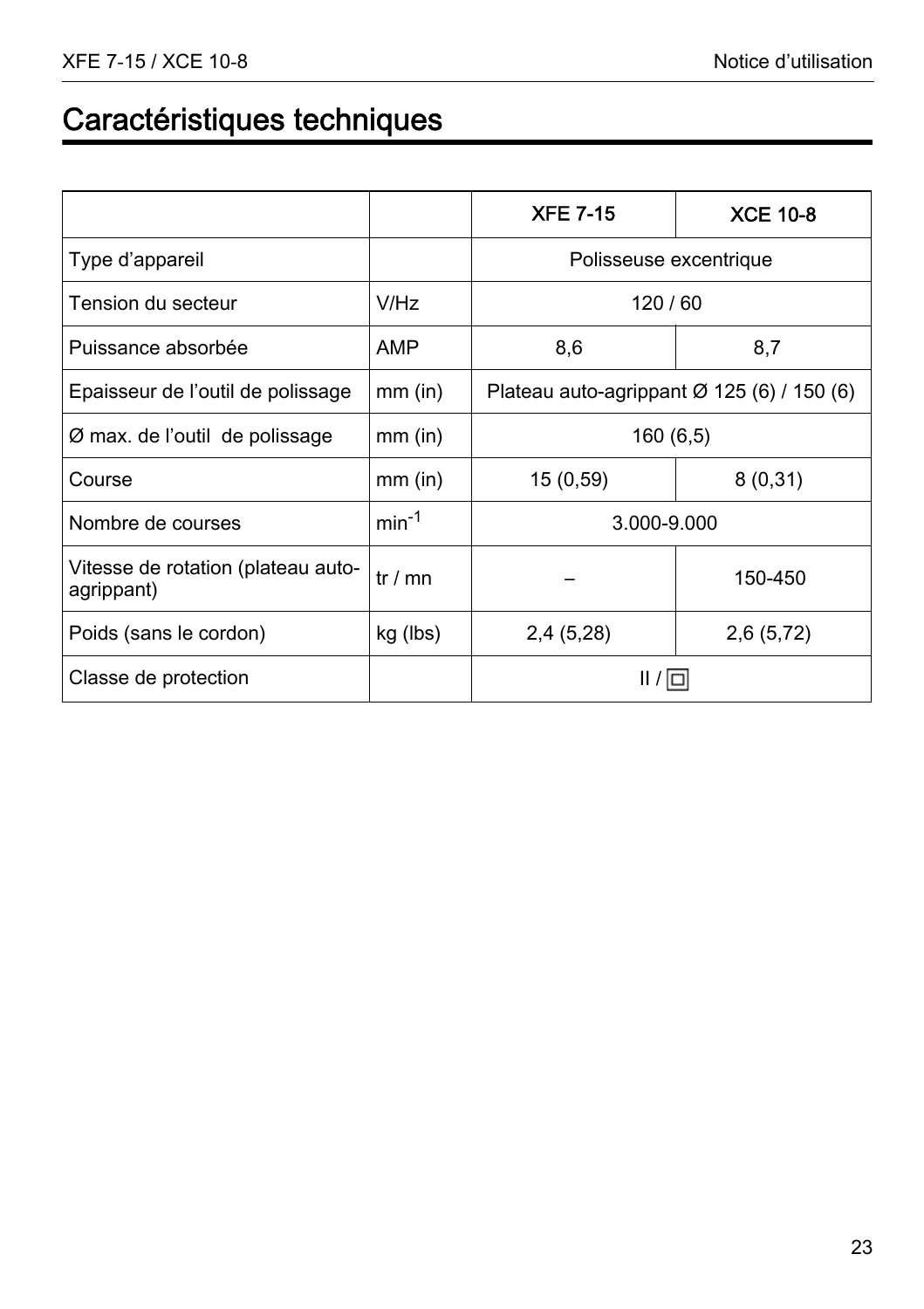# Caractéristiques techniques

| | | XFE 7-15 | XCE 10-8 |
|---|---|---|---|
| Type d’appareil | | Polisseuse excentrique | |
| Tension du secteur | V/Hz | 120 / 60 | |
| Puissance absorbée | AMP | 8,6 | 8,7 |
| Epaisseur de l’outil de polissage | mm (in) | Plateau auto-agrippant Ø 125 (6) / 150 (6) | |
| Ø max. de l’outil de polissage | mm (in) | 160 (6,5) | |
| Course | mm (in) | 15 (0,59) | 8 (0,31) |
| Nombre de courses | $min^{-1}$ | 3.000-9.000 | |
| Vitesse de rotation (plateau auto-agrippant) | tr / mn | – | 150-450 |
| Poids (sans le cordon) | kg (lbs) | 2,4 (5,28) | 2,6 (5,72) |
| Classe de protection | | II / ▢ | |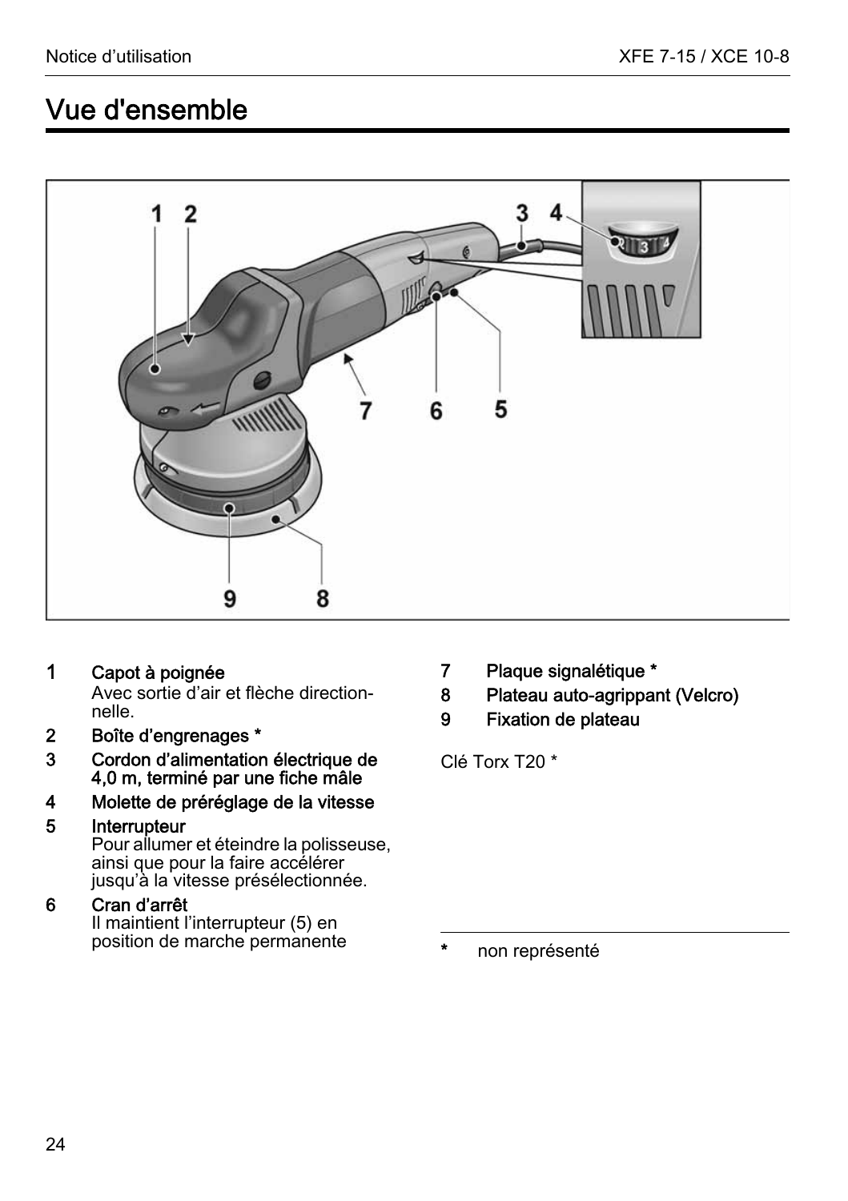# Vue d'ensemble

1. **Capot à poignée**
   Avec sortie d'air et flèche directionnelle.
2. **Boîte d'engrenages** *
3. **Cordon d'alimentation électrique de 4,0 m, terminé par une fiche mâle**
4. **Molette de préréglage de la vitesse**
5. **Interrupteur**
   Pour allumer et éteindre la polisseuse, ainsi que pour la faire accélérer jusqu'à la vitesse présélectionnée.
6. **Cran d'arrêt**
   Il maintient l'interrupteur (5) en position de marche permanente
7. **Plaque signalétique** *
8. **Plateau auto-agrippant (Velcro)**
9. **Fixation de plateau**

Clé Torx T20 *

---

\* non représenté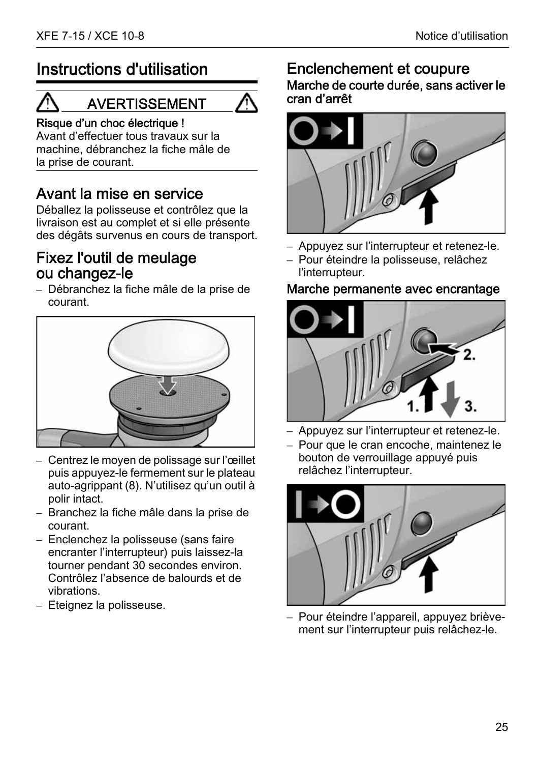# Instructions d'utilisation

⚠ AVERTISSEMENT ⚠

**Risque d'un choc électrique !**
Avant d'effectuer tous travaux sur la machine, débranchez la fiche mâle de la prise de courant.

## Avant la mise en service

Déballez la polisseuse et contrôlez que la livraison est au complet et si elle présente des dégâts survenus en cours de transport.

## Fixez l'outil de meulage ou changez-le

– Débranchez la fiche mâle de la prise de courant.

– Centrez le moyen de polissage sur l'œillet puis appuyez-le fermement sur le plateau auto-agrippant (8). N'utilisez qu'un outil à polir intact.
– Branchez la fiche mâle dans la prise de courant.
– Enclenchez la polisseuse (sans faire encranter l'interrupteur) puis laissez-la tourner pendant 30 secondes environ. Contrôlez l'absence de balourds et de vibrations.
– Eteignez la polisseuse.

## Enclenchement et coupure

### Marche de courte durée, sans activer le cran d'arrêt

– Appuyez sur l'interrupteur et retenez-le.
– Pour éteindre la polisseuse, relâchez l'interrupteur.

### Marche permanente avec encrantage

– Appuyez sur l'interrupteur et retenez-le.
– Pour que le cran encoche, maintenez le bouton de verrouillage appuyé puis relâchez l'interrupteur.

– Pour éteindre l'appareil, appuyez brièvement sur l'interrupteur puis relâchez-le.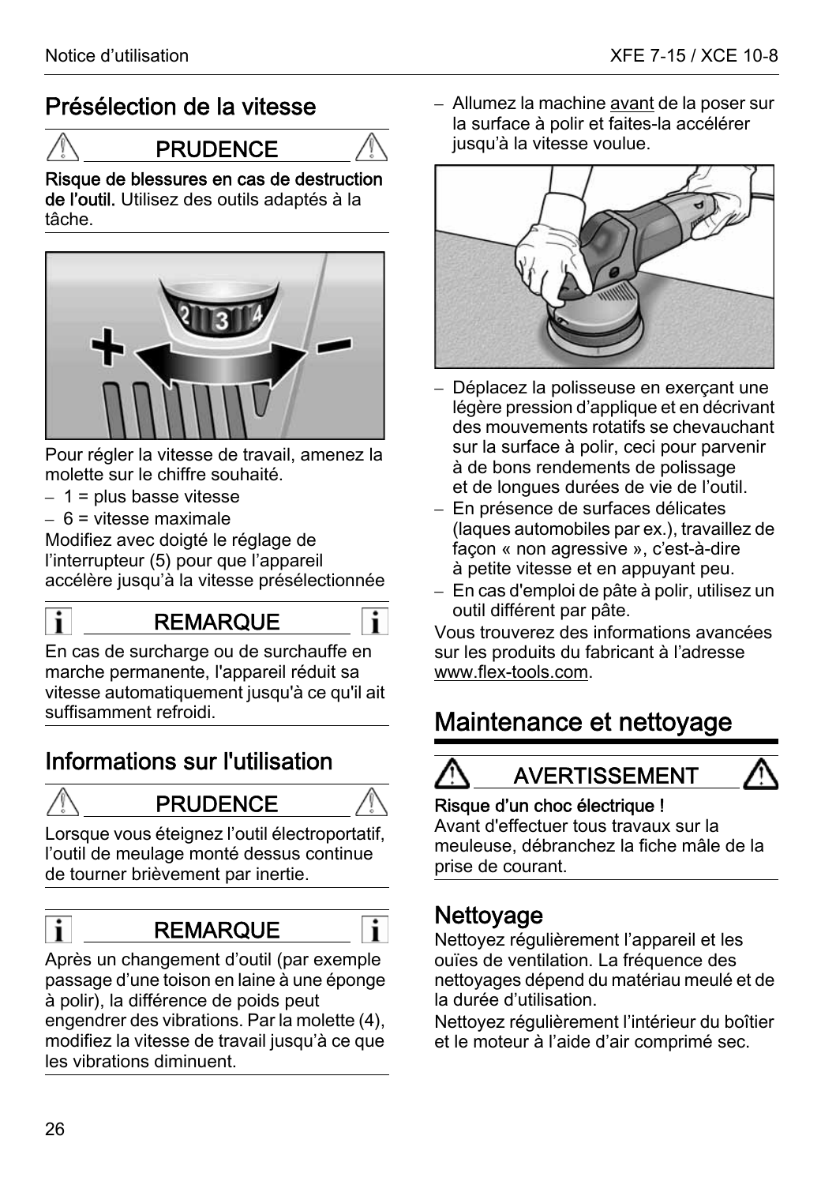## Présélection de la vitesse

**PRUDENCE**

**Risque de blessures en cas de destruction de l'outil.** Utilisez des outils adaptés à la tâche.

Pour régler la vitesse de travail, amenez la molette sur le chiffre souhaité.

- 1 = plus basse vitesse
- 6 = vitesse maximale

Modifiez avec doigté le réglage de l'interrupteur (5) pour que l'appareil accélère jusqu'à la vitesse présélectionnée

**REMARQUE**

En cas de surcharge ou de surchauffe en marche permanente, l'appareil réduit sa vitesse automatiquement jusqu'à ce qu'il ait suffisamment refroidi.

## Informations sur l'utilisation

**PRUDENCE**

Lorsque vous éteignez l'outil électroportatif, l'outil de meulage monté dessus continue de tourner brièvement par inertie.

**REMARQUE**

Après un changement d'outil (par exemple passage d'une toison en laine à une éponge à polir), la différence de poids peut engendrer des vibrations. Par la molette (4), modifiez la vitesse de travail jusqu'à ce que les vibrations diminuent.

- Allumez la machine avant de la poser sur la surface à polir et faites-la accélérer jusqu'à la vitesse voulue.
- Déplacez la polisseuse en exerçant une légère pression d'applique et en décrivant des mouvements rotatifs se chevauchant sur la surface à polir, ceci pour parvenir à de bons rendements de polissage et de longues durées de vie de l'outil.
- En présence de surfaces délicates (laques automobiles par ex.), travaillez de façon « non agressive », c'est-à-dire à petite vitesse et en appuyant peu.
- En cas d'emploi de pâte à polir, utilisez un outil différent par pâte.

Vous trouverez des informations avancées sur les produits du fabricant à l'adresse www.flex-tools.com.

# Maintenance et nettoyage

**AVERTISSEMENT**

**Risque d'un choc électrique !**
Avant d'effectuer tous travaux sur la meuleuse, débranchez la fiche mâle de la prise de courant.

### Nettoyage

Nettoyez régulièrement l'appareil et les ouïes de ventilation. La fréquence des nettoyages dépend du matériau meulé et de la durée d'utilisation.

Nettoyez régulièrement l'intérieur du boîtier et le moteur à l'aide d'air comprimé sec.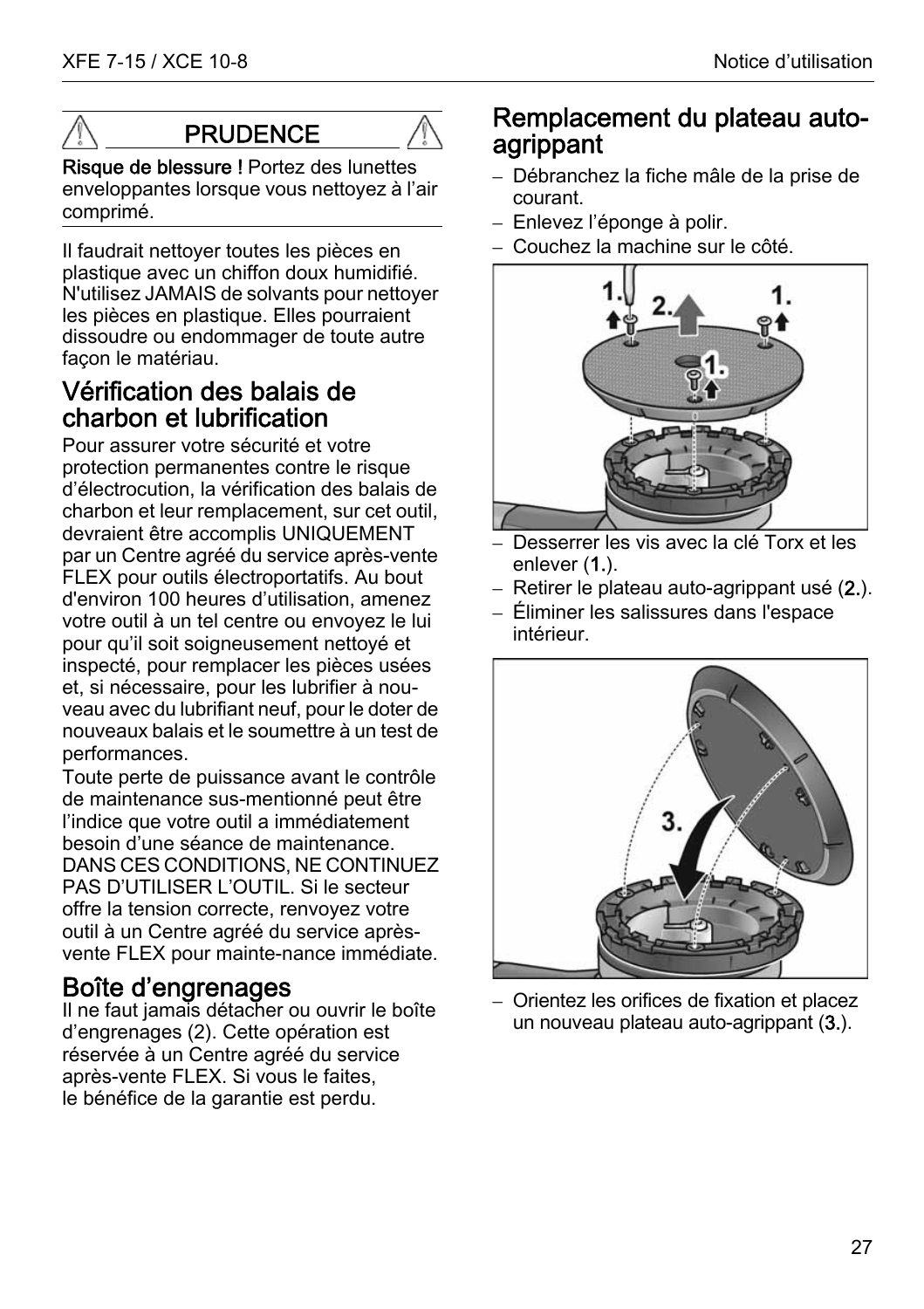**PRUDENCE**

**Risque de blessure !** Portez des lunettes enveloppantes lorsque vous nettoyez à l'air comprimé.

Il faudrait nettoyer toutes les pièces en plastique avec un chiffon doux humidifié. N'utilisez JAMAIS de solvants pour nettoyer les pièces en plastique. Elles pourraient dissoudre ou endommager de toute autre façon le matériau.

## Vérification des balais de charbon et lubrification

Pour assurer votre sécurité et votre protection permanentes contre le risque d'électrocution, la vérification des balais de charbon et leur remplacement, sur cet outil, devraient être accomplis UNIQUEMENT par un Centre agréé du service après-vente FLEX pour outils électroportatifs. Au bout d'environ 100 heures d'utilisation, amenez votre outil à un tel centre ou envoyez le lui pour qu'il soit soigneusement nettoyé et inspecté, pour remplacer les pièces usées et, si nécessaire, pour les lubrifier à nouveau avec du lubrifiant neuf, pour le doter de nouveaux balais et le soumettre à un test de performances.

Toute perte de puissance avant le contrôle de maintenance sus-mentionné peut être l'indice que votre outil a immédiatement besoin d'une séance de maintenance. DANS CES CONDITIONS, NE CONTINUEZ PAS D'UTILISER L'OUTIL. Si le secteur offre la tension correcte, renvoyez votre outil à un Centre agréé du service après-vente FLEX pour mainte-nance immédiate.

## Boîte d'engrenages

Il ne faut jamais détacher ou ouvrir le boîte d'engrenages (2). Cette opération est réservée à un Centre agréé du service après-vente FLEX. Si vous le faites, le bénéfice de la garantie est perdu.

## Remplacement du plateau auto-agrippant

- Débranchez la fiche mâle de la prise de courant.
- Enlevez l'éponge à polir.
- Couchez la machine sur le côté.

- Desserrer les vis avec la clé Torx et les enlever (**1.**).
- Retirer le plateau auto-agrippant usé (**2.**).
- Éliminer les salissures dans l'espace intérieur.

- Orientez les orifices de fixation et placez un nouveau plateau auto-agrippant (**3.**).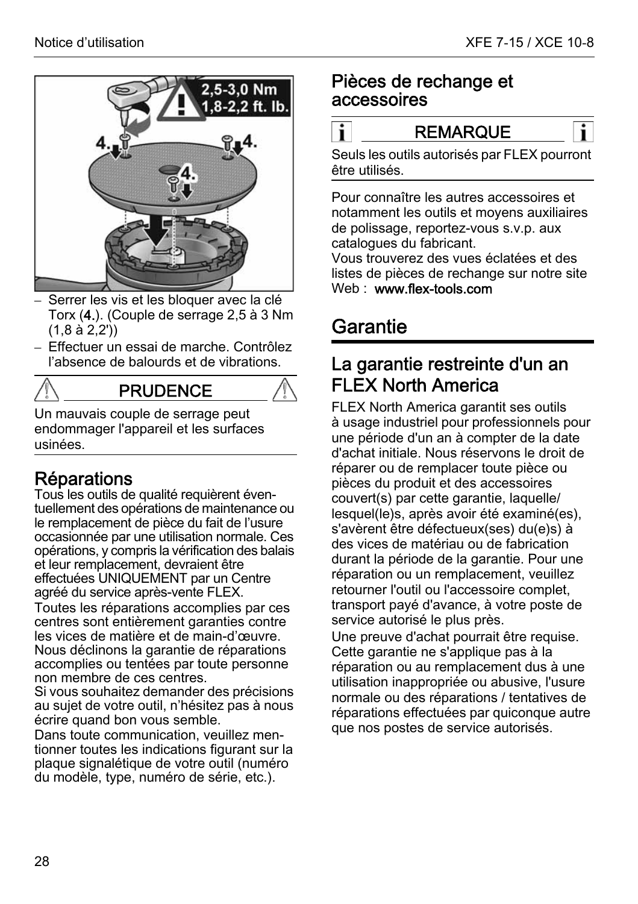- Serrer les vis et les bloquer avec la clé Torx (**4.**). (Couple de serrage 2,5 à 3 Nm (1,8 à 2,2'))
- Effectuer un essai de marche. Contrôlez l'absence de balourds et de vibrations.

**PRUDENCE**

Un mauvais couple de serrage peut endommager l'appareil et les surfaces usinées.

## Réparations

Tous les outils de qualité requièrent éventuellement des opérations de maintenance ou le remplacement de pièce du fait de l'usure occasionnée par une utilisation normale. Ces opérations, y compris la vérification des balais et leur remplacement, devraient être effectuées UNIQUEMENT par un Centre agréé du service après-vente FLEX.

Toutes les réparations accomplies par ces centres sont entièrement garanties contre les vices de matière et de main-d'œuvre. Nous déclinons la garantie de réparations accomplies ou tentées par toute personne non membre de ces centres.

Si vous souhaitez demander des précisions au sujet de votre outil, n'hésitez pas à nous écrire quand bon vous semble.

Dans toute communication, veuillez mentionner toutes les indications figurant sur la plaque signalétique de votre outil (numéro du modèle, type, numéro de série, etc.).

## Pièces de rechange et accessoires

**REMARQUE**

Seuls les outils autorisés par FLEX pourront être utilisés.

Pour connaître les autres accessoires et notamment les outils et moyens auxiliaires de polissage, reportez-vous s.v.p. aux catalogues du fabricant.

Vous trouverez des vues éclatées et des listes de pièces de rechange sur notre site Web : **www.flex-tools.com**

# Garantie

## La garantie restreinte d'un an FLEX North America

FLEX North America garantit ses outils à usage industriel pour professionnels pour une période d'un an à compter de la date d'achat initiale. Nous réservons le droit de réparer ou de remplacer toute pièce ou pièces du produit et des accessoires couvert(s) par cette garantie, laquelle/ lesquel(le)s, après avoir été examiné(es), s'avèrent être défectueux(ses) du(e)s) à des vices de matériau ou de fabrication durant la période de la garantie. Pour une réparation ou un remplacement, veuillez retourner l'outil ou l'accessoire complet, transport payé d'avance, à votre poste de service autorisé le plus près.

Une preuve d'achat pourrait être requise. Cette garantie ne s'applique pas à la réparation ou au remplacement dus à une utilisation inappropriée ou abusive, l'usure normale ou des réparations / tentatives de réparations effectuées par quiconque autre que nos postes de service autorisés.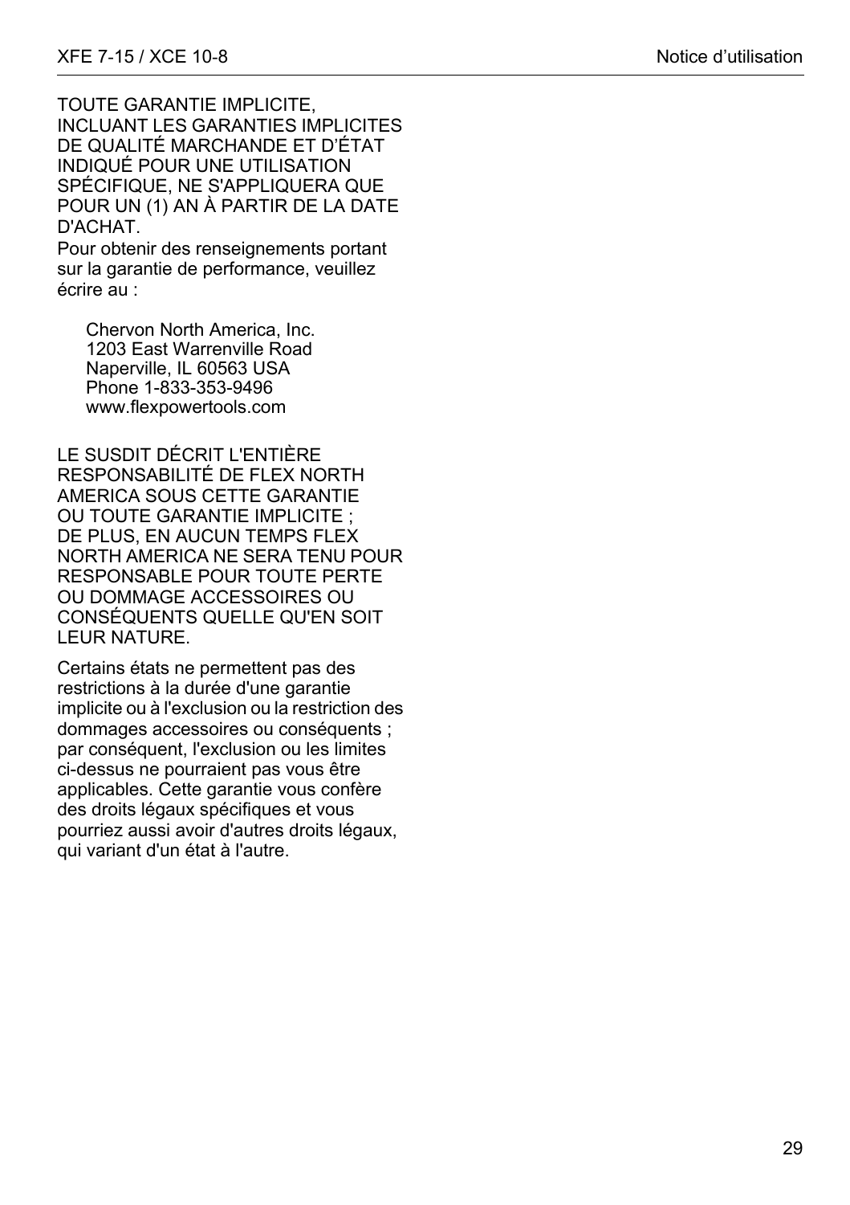TOUTE GARANTIE IMPLICITE, INCLUANT LES GARANTIES IMPLICITES DE QUALITÉ MARCHANDE ET D'ÉTAT INDIQUÉ POUR UNE UTILISATION SPÉCIFIQUE, NE S'APPLIQUERA QUE POUR UN (1) AN À PARTIR DE LA DATE D'ACHAT.

Pour obtenir des renseignements portant sur la garantie de performance, veuillez écrire au :

Chervon North America, Inc.
1203 East Warrenville Road
Naperville, IL 60563 USA
Phone 1-833-353-9496
www.flexpowertools.com

LE SUSDIT DÉCRIT L'ENTIÈRE RESPONSABILITÉ DE FLEX NORTH AMERICA SOUS CETTE GARANTIE OU TOUTE GARANTIE IMPLICITE ; DE PLUS, EN AUCUN TEMPS FLEX NORTH AMERICA NE SERA TENU POUR RESPONSABLE POUR TOUTE PERTE OU DOMMAGE ACCESSOIRES OU CONSÉQUENTS QUELLE QU'EN SOIT LEUR NATURE.

Certains états ne permettent pas des restrictions à la durée d'une garantie implicite ou à l'exclusion ou la restriction des dommages accessoires ou conséquents ; par conséquent, l'exclusion ou les limites ci-dessus ne pourraient pas vous être applicables. Cette garantie vous confère des droits légaux spécifiques et vous pourriez aussi avoir d'autres droits légaux, qui variant d'un état à l'autre.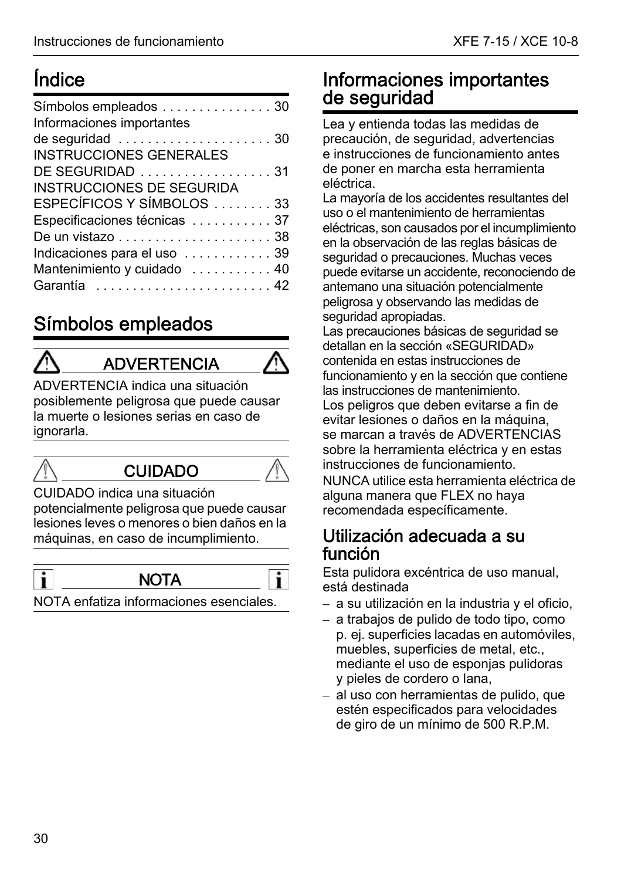# Índice

Símbolos empleados . . . . . . . . . . . . . . . 30
Informaciones importantes de seguridad . . . . . . . . . . . . . . . . . . . . . 30
INSTRUCCIONES GENERALES DE SEGURIDAD . . . . . . . . . . . . . . . . . . 31
INSTRUCCIONES DE SEGURIDA ESPECÍFICOS Y SÍMBOLOS . . . . . . . . 33
Especificaciones técnicas . . . . . . . . . . . 37
De un vistazo . . . . . . . . . . . . . . . . . . . . . 38
Indicaciones para el uso . . . . . . . . . . . . 39
Mantenimiento y cuidado . . . . . . . . . . . 40
Garantía . . . . . . . . . . . . . . . . . . . . . . . . 42

# Símbolos empleados

**ADVERTENCIA**

ADVERTENCIA indica una situación posiblemente peligrosa que puede causar la muerte o lesiones serias en caso de ignorarla.

**CUIDADO**

CUIDADO indica una situación potencialmente peligrosa que puede causar lesiones leves o menores o bien daños en la máquinas, en caso de incumplimiento.

**NOTA**

NOTA enfatiza informaciones esenciales.

# Informaciones importantes de seguridad

Lea y entienda todas las medidas de precaución, de seguridad, advertencias e instrucciones de funcionamiento antes de poner en marcha esta herramienta eléctrica.

La mayoría de los accidentes resultantes del uso o el mantenimiento de herramientas eléctricas, son causados por el incumplimiento en la observación de las reglas básicas de seguridad o precauciones. Muchas veces puede evitarse un accidente, reconociendo de antemano una situación potencialmente peligrosa y observando las medidas de seguridad apropiadas.

Las precauciones básicas de seguridad se detallan en la sección «SEGURIDAD» contenida en estas instrucciones de funcionamiento y en la sección que contiene las instrucciones de mantenimiento.

Los peligros que deben evitarse a fin de evitar lesiones o daños en la máquina, se marcan a través de ADVERTENCIAS sobre la herramienta eléctrica y en estas instrucciones de funcionamiento.

NUNCA utilice esta herramienta eléctrica de alguna manera que FLEX no haya recomendada específicamente.

## Utilización adecuada a su función

Esta pulidora excéntrica de uso manual, está destinada

- a su utilización en la industria y el oficio,
- a trabajos de pulido de todo tipo, como p. ej. superficies lacadas en automóviles, muebles, superficies de metal, etc., mediante el uso de esponjas pulidoras y pieles de cordero o lana,
- al uso con herramientas de pulido, que estén especificados para velocidades de giro de un mínimo de 500 R.P.M.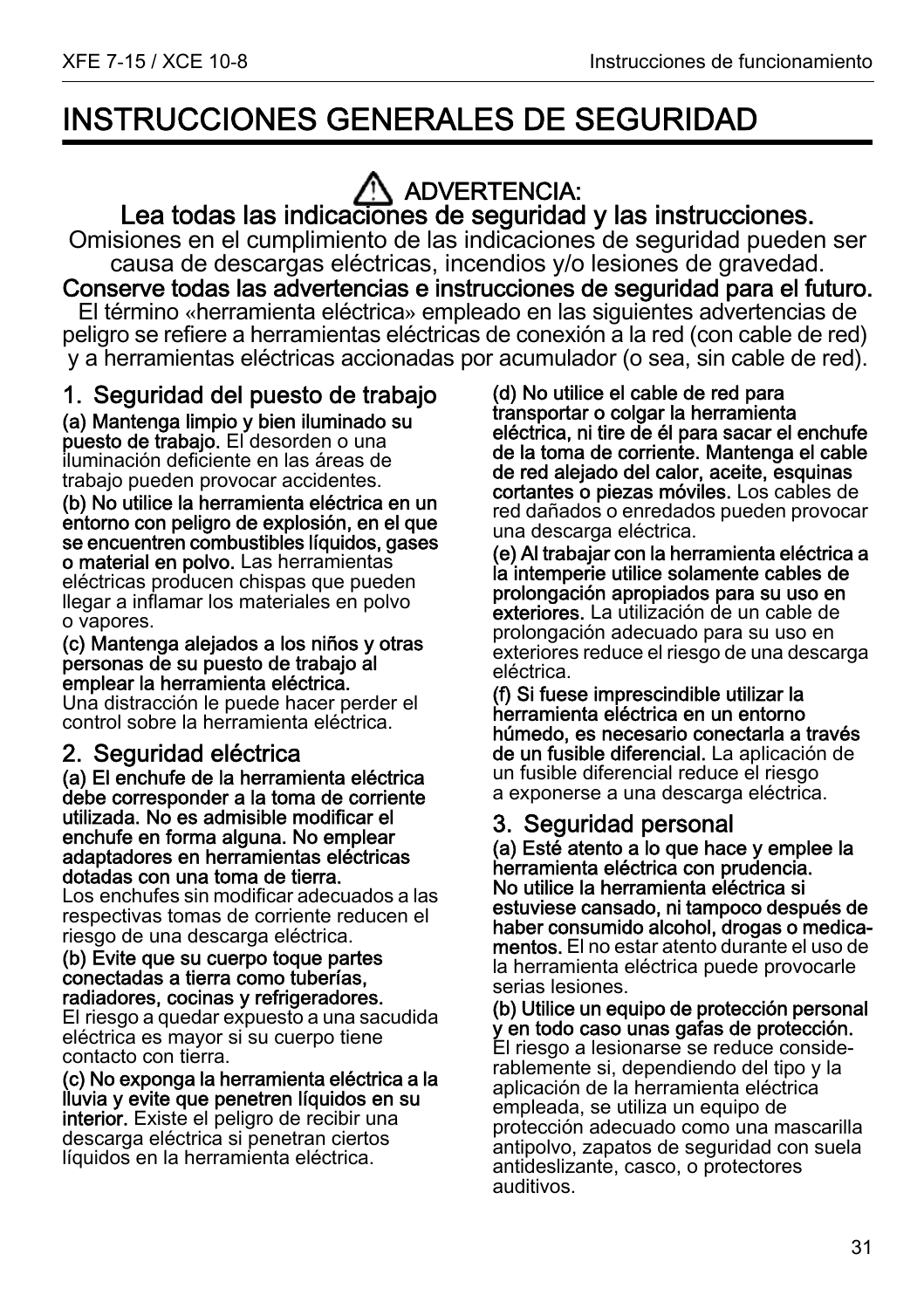# INSTRUCCIONES GENERALES DE SEGURIDAD

⚠ **ADVERTENCIA:**
**Lea todas las indicaciones de seguridad y las instrucciones.**
Omisiones en el cumplimiento de las indicaciones de seguridad pueden ser causa de descargas eléctricas, incendios y/o lesiones de gravedad.
**Conserve todas las advertencias e instrucciones de seguridad para el futuro.**
El término «herramienta eléctrica» empleado en las siguientes advertencias de peligro se refiere a herramientas eléctricas de conexión a la red (con cable de red) y a herramientas eléctricas accionadas por acumulador (o sea, sin cable de red).

## 1. Seguridad del puesto de trabajo

**(a) Mantenga limpio y bien iluminado su puesto de trabajo.** El desorden o una iluminación deficiente en las áreas de trabajo pueden provocar accidentes.

**(b) No utilice la herramienta eléctrica en un entorno con peligro de explosión, en el que se encuentren combustibles líquidos, gases o material en polvo.** Las herramientas eléctricas producen chispas que pueden llegar a inflamar los materiales en polvo o vapores.

**(c) Mantenga alejados a los niños y otras personas de su puesto de trabajo al emplear la herramienta eléctrica.** Una distracción le puede hacer perder el control sobre la herramienta eléctrica.

## 2. Seguridad eléctrica

**(a) El enchufe de la herramienta eléctrica debe corresponder a la toma de corriente utilizada. No es admisible modificar el enchufe en forma alguna. No emplear adaptadores en herramientas eléctricas dotadas con una toma de tierra.** Los enchufes sin modificar adecuados a las respectivas tomas de corriente reducen el riesgo de una descarga eléctrica.

**(b) Evite que su cuerpo toque partes conectadas a tierra como tuberías, radiadores, cocinas y refrigeradores.** El riesgo a quedar expuesto a una sacudida eléctrica es mayor si su cuerpo tiene contacto con tierra.

**(c) No exponga la herramienta eléctrica a la lluvia y evite que penetren líquidos en su interior.** Existe el peligro de recibir una descarga eléctrica si penetran ciertos líquidos en la herramienta eléctrica.

**(d) No utilice el cable de red para transportar o colgar la herramienta eléctrica, ni tire de él para sacar el enchufe de la toma de corriente. Mantenga el cable de red alejado del calor, aceite, esquinas cortantes o piezas móviles.** Los cables de red dañados o enredados pueden provocar una descarga eléctrica.

**(e) Al trabajar con la herramienta eléctrica a la intemperie utilice solamente cables de prolongación apropiados para su uso en exteriores.** La utilización de un cable de prolongación adecuado para su uso en exteriores reduce el riesgo de una descarga eléctrica.

**(f) Si fuese imprescindible utilizar la herramienta eléctrica en un entorno húmedo, es necesario conectarla a través de un fusible diferencial.** La aplicación de un fusible diferencial reduce el riesgo a exponerse a una descarga eléctrica.

## 3. Seguridad personal

**(a) Esté atento a lo que hace y emplee la herramienta eléctrica con prudencia. No utilice la herramienta eléctrica si estuviese cansado, ni tampoco después de haber consumido alcohol, drogas o medicamentos.** El no estar atento durante el uso de la herramienta eléctrica puede provocarle serias lesiones.

**(b) Utilice un equipo de protección personal y en todo caso unas gafas de protección.** El riesgo a lesionarse se reduce considerablemente si, dependiendo del tipo y la aplicación de la herramienta eléctrica empleada, se utiliza un equipo de protección adecuado como una mascarilla antipolvo, zapatos de seguridad con suela antideslizante, casco, o protectores auditivos.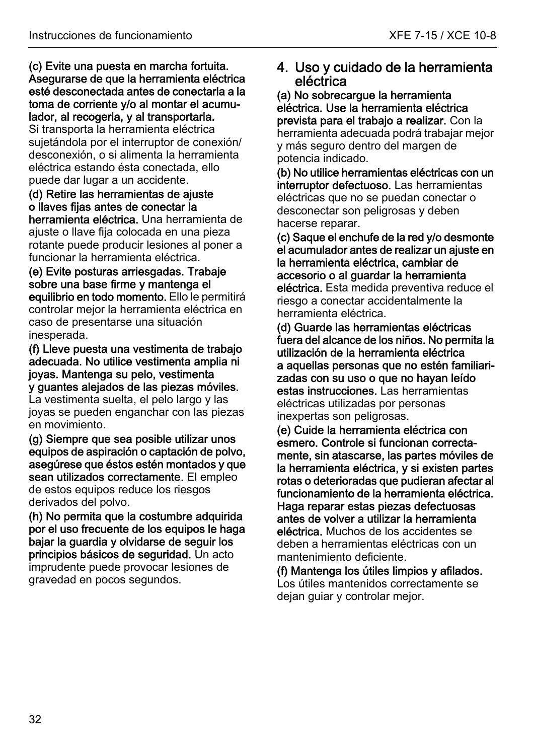**(c) Evite una puesta en marcha fortuita. Asegurarse de que la herramienta eléctrica esté desconectada antes de conectarla a la toma de corriente y/o al montar el acumulador, al recogerla, y al transportarla.** Si transporta la herramienta eléctrica sujetándola por el interruptor de conexión/desconexión, o si alimenta la herramienta eléctrica estando ésta conectada, ello puede dar lugar a un accidente.

**(d) Retire las herramientas de ajuste o llaves fijas antes de conectar la herramienta eléctrica.** Una herramienta de ajuste o llave fija colocada en una pieza rotante puede producir lesiones al poner a funcionar la herramienta eléctrica.

**(e) Evite posturas arriesgadas. Trabaje sobre una base firme y mantenga el equilibrio en todo momento.** Ello le permitirá controlar mejor la herramienta eléctrica en caso de presentarse una situación inesperada.

**(f) Lleve puesta una vestimenta de trabajo adecuada. No utilice vestimenta amplia ni joyas. Mantenga su pelo, vestimenta y guantes alejados de las piezas móviles.** La vestimenta suelta, el pelo largo y las joyas se pueden enganchar con las piezas en movimiento.

**(g) Siempre que sea posible utilizar unos equipos de aspiración o captación de polvo, asegúrese que éstos estén montados y que sean utilizados correctamente.** El empleo de estos equipos reduce los riesgos derivados del polvo.

**(h) No permita que la costumbre adquirida por el uso frecuente de los equipos le haga bajar la guardia y olvidarse de seguir los principios básicos de seguridad.** Un acto imprudente puede provocar lesiones de gravedad en pocos segundos.

## 4. Uso y cuidado de la herramienta eléctrica

**(a) No sobrecargue la herramienta eléctrica. Use la herramienta eléctrica prevista para el trabajo a realizar.** Con la herramienta adecuada podrá trabajar mejor y más seguro dentro del margen de potencia indicado.

**(b) No utilice herramientas eléctricas con un interruptor defectuoso.** Las herramientas eléctricas que no se puedan conectar o desconectar son peligrosas y deben hacerse reparar.

**(c) Saque el enchufe de la red y/o desmonte el acumulador antes de realizar un ajuste en la herramienta eléctrica, cambiar de accesorio o al guardar la herramienta eléctrica.** Esta medida preventiva reduce el riesgo a conectar accidentalmente la herramienta eléctrica.

**(d) Guarde las herramientas eléctricas fuera del alcance de los niños. No permita la utilización de la herramienta eléctrica a aquellas personas que no estén familiarizadas con su uso o que no hayan leído estas instrucciones.** Las herramientas eléctricas utilizadas por personas inexpertas son peligrosas.

**(e) Cuide la herramienta eléctrica con esmero. Controle si funcionan correctamente, sin atascarse, las partes móviles de la herramienta eléctrica, y si existen partes rotas o deterioradas que pudieran afectar al funcionamiento de la herramienta eléctrica. Haga reparar estas piezas defectuosas antes de volver a utilizar la herramienta eléctrica.** Muchos de los accidentes se deben a herramientas eléctricas con un mantenimiento deficiente.

**(f) Mantenga los útiles limpios y afilados.** Los útiles mantenidos correctamente se dejan guiar y controlar mejor.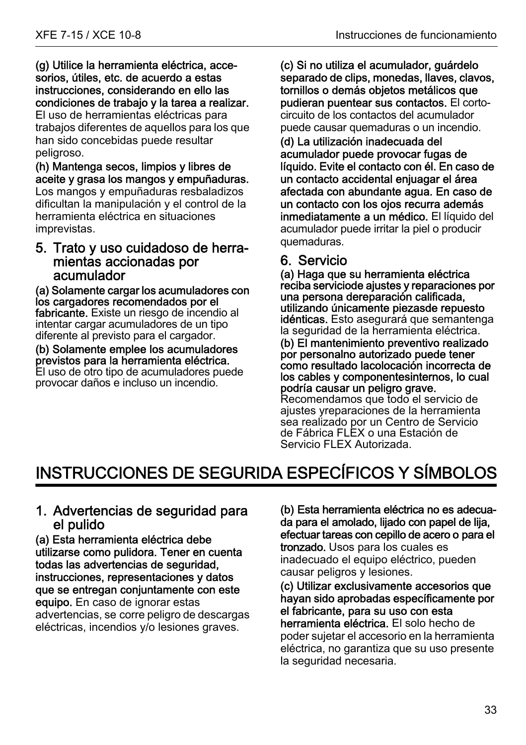**(g) Utilice la herramienta eléctrica, accesorios, útiles, etc. de acuerdo a estas instrucciones, considerando en ello las condiciones de trabajo y la tarea a realizar.** El uso de herramientas eléctricas para trabajos diferentes de aquellos para los que han sido concebidas puede resultar peligroso.

**(h) Mantenga secos, limpios y libres de aceite y grasa los mangos y empuñaduras.** Los mangos y empuñaduras resbaladizos dificultan la manipulación y el control de la herramienta eléctrica en situaciones imprevistas.

## 5. Trato y uso cuidadoso de herramientas accionadas por acumulador

**(a) Solamente cargar los acumuladores con los cargadores recomendados por el fabricante.** Existe un riesgo de incendio al intentar cargar acumuladores de un tipo diferente al previsto para el cargador.

**(b) Solamente emplee los acumuladores previstos para la herramienta eléctrica.** El uso de otro tipo de acumuladores puede provocar daños e incluso un incendio.

**(c) Si no utiliza el acumulador, guárdelo separado de clips, monedas, llaves, clavos, tornillos o demás objetos metálicos que pudieran puentear sus contactos.** El cortocircuito de los contactos del acumulador puede causar quemaduras o un incendio.

**(d) La utilización inadecuada del acumulador puede provocar fugas de líquido. Evite el contacto con él. En caso de un contacto accidental enjuagar el área afectada con abundante agua. En caso de un contacto con los ojos recurra además inmediatamente a un médico.** El líquido del acumulador puede irritar la piel o producir quemaduras.

## 6. Servicio

**(a) Haga que su herramienta eléctrica reciba serviciode ajustes y reparaciones por una persona dereparación calificada, utilizando únicamente piezasde repuesto idénticas.** Esto asegurará que semantenga la seguridad de la herramienta eléctrica.

**(b) El mantenimiento preventivo realizado por personalno autorizado puede tener como resultado lacolocación incorrecta de los cables y componentesinternos, lo cual podría causar un peligro grave.** Recomendamos que todo el servicio de ajustes yreparaciones de la herramienta sea realizado por un Centro de Servicio de Fábrica FLEX o una Estación de Servicio FLEX Autorizada.

# INSTRUCCIONES DE SEGURIDA ESPECÍFICOS Y SÍMBOLOS

## 1. Advertencias de seguridad para el pulido

**(a) Esta herramienta eléctrica debe utilizarse como pulidora. Tener en cuenta todas las advertencias de seguridad, instrucciones, representaciones y datos que se entregan conjuntamente con este equipo.** En caso de ignorar estas advertencias, se corre peligro de descargas eléctricas, incendios y/o lesiones graves.

**(b) Esta herramienta eléctrica no es adecuada para el amolado, lijado con papel de lija, efectuar tareas con cepillo de acero o para el tronzado.** Usos para los cuales es inadecuado el equipo eléctrico, pueden causar peligros y lesiones.

**(c) Utilizar exclusivamente accesorios que hayan sido aprobadas específicamente por el fabricante, para su uso con esta herramienta eléctrica.** El solo hecho de poder sujetar el accesorio en la herramienta eléctrica, no garantiza que su uso presente la seguridad necesaria.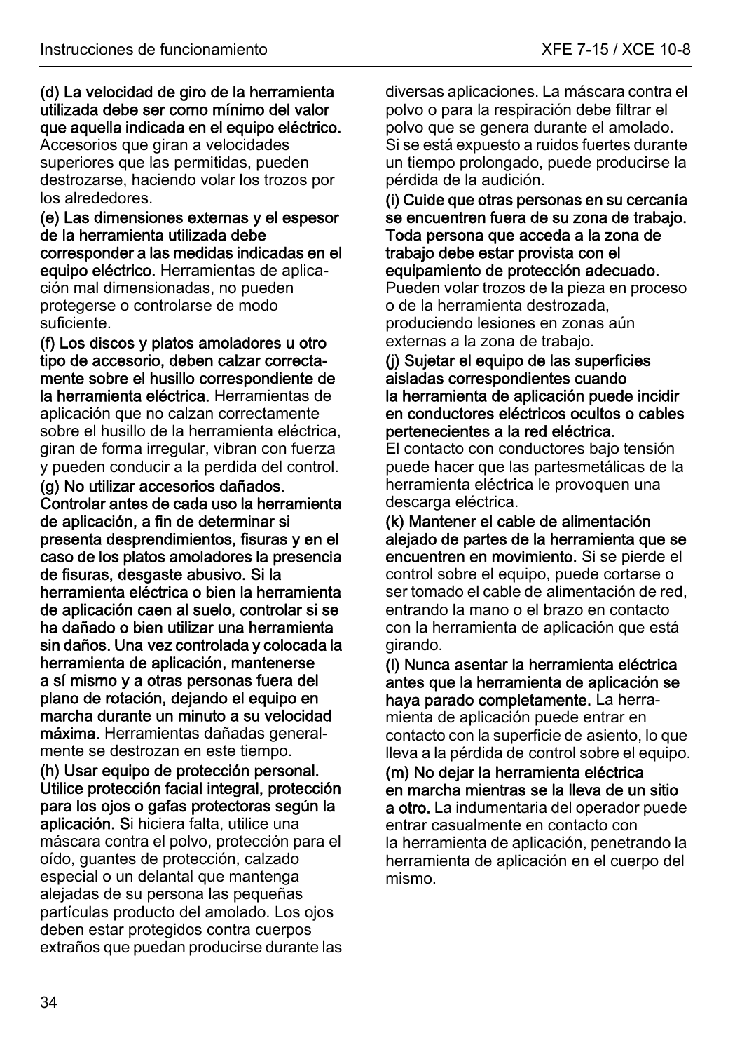**(d) La velocidad de giro de la herramienta utilizada debe ser como mínimo del valor que aquella indicada en el equipo eléctrico.** Accesorios que giran a velocidades superiores que las permitidas, pueden destrozarse, haciendo volar los trozos por los alrededores.

**(e) Las dimensiones externas y el espesor de la herramienta utilizada debe corresponder a las medidas indicadas en el equipo eléctrico.** Herramientas de aplicación mal dimensionadas, no pueden protegerse o controlarse de modo suficiente.

**(f) Los discos y platos amoladores u otro tipo de accesorio, deben calzar correctamente sobre el husillo correspondiente de la herramienta eléctrica.** Herramientas de aplicación que no calzan correctamente sobre el husillo de la herramienta eléctrica, giran de forma irregular, vibran con fuerza y pueden conducir a la perdida del control.

**(g) No utilizar accesorios dañados. Controlar antes de cada uso la herramienta de aplicación, a fin de determinar si presenta desprendimientos, fisuras y en el caso de los platos amoladores la presencia de fisuras, desgaste abusivo. Si la herramienta eléctrica o bien la herramienta de aplicación caen al suelo, controlar si se ha dañado o bien utilizar una herramienta sin daños. Una vez controlada y colocada la herramienta de aplicación, mantenerse a sí mismo y a otras personas fuera del plano de rotación, dejando el equipo en marcha durante un minuto a su velocidad máxima.** Herramientas dañadas generalmente se destrozan en este tiempo.

**(h) Usar equipo de protección personal. Utilice protección facial integral, protección para los ojos o gafas protectoras según la aplicación. S**i hiciera falta, utilice una máscara contra el polvo, protección para el oído, guantes de protección, calzado especial o un delantal que mantenga alejadas de su persona las pequeñas partículas producto del amolado. Los ojos deben estar protegidos contra cuerpos extraños que puedan producirse durante las diversas aplicaciones. La máscara contra el polvo o para la respiración debe filtrar el polvo que se genera durante el amolado. Si se está expuesto a ruidos fuertes durante un tiempo prolongado, puede producirse la pérdida de la audición.

**(i) Cuide que otras personas en su cercanía se encuentren fuera de su zona de trabajo. Toda persona que acceda a la zona de trabajo debe estar provista con el equipamiento de protección adecuado.** Pueden volar trozos de la pieza en proceso o de la herramienta destrozada, produciendo lesiones en zonas aún externas a la zona de trabajo.

**(j) Sujetar el equipo de las superficies aisladas correspondientes cuando la herramienta de aplicación puede incidir en conductores eléctricos ocultos o cables pertenecientes a la red eléctrica.** El contacto con conductores bajo tensión puede hacer que las partesmetálicas de la herramienta eléctrica le provoquen una descarga eléctrica.

**(k) Mantener el cable de alimentación alejado de partes de la herramienta que se encuentren en movimiento.** Si se pierde el control sobre el equipo, puede cortarse o ser tomado el cable de alimentación de red, entrando la mano o el brazo en contacto con la herramienta de aplicación que está girando.

**(l) Nunca asentar la herramienta eléctrica antes que la herramienta de aplicación se haya parado completamente.** La herramienta de aplicación puede entrar en contacto con la superficie de asiento, lo que lleva a la pérdida de control sobre el equipo.

**(m) No dejar la herramienta eléctrica en marcha mientras se la lleva de un sitio a otro.** La indumentaria del operador puede entrar casualmente en contacto con la herramienta de aplicación, penetrando la herramienta de aplicación en el cuerpo del mismo.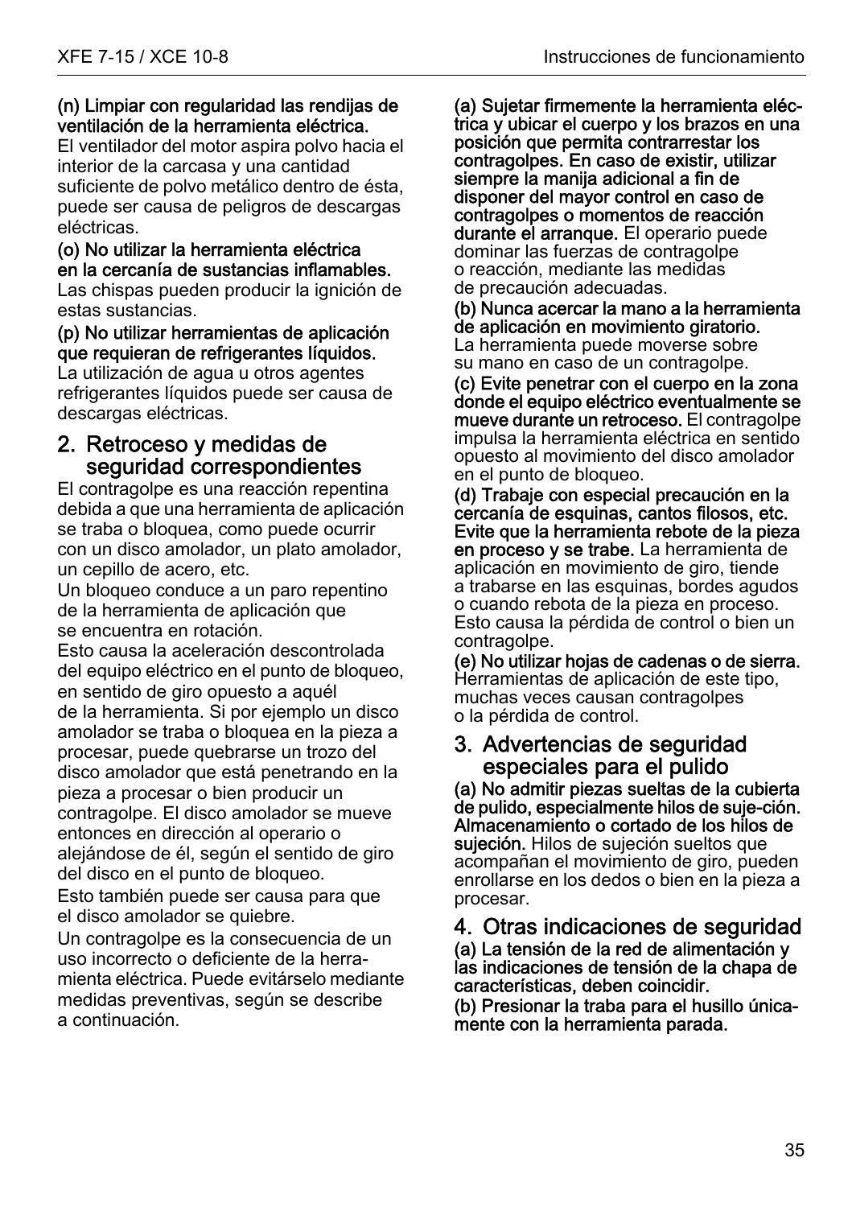**(n) Limpiar con regularidad las rendijas de ventilación de la herramienta eléctrica.** El ventilador del motor aspira polvo hacia el interior de la carcasa y una cantidad suficiente de polvo metálico dentro de ésta, puede ser causa de peligros de descargas eléctricas.

**(o) No utilizar la herramienta eléctrica en la cercanía de sustancias inflamables.** Las chispas pueden producir la ignición de estas sustancias.

**(p) No utilizar herramientas de aplicación que requieran de refrigerantes líquidos.** La utilización de agua u otros agentes refrigerantes líquidos puede ser causa de descargas eléctricas.

## 2. Retroceso y medidas de seguridad correspondientes

El contragolpe es una reacción repentina debida a que una herramienta de aplicación se traba o bloquea, como puede ocurrir con un disco amolador, un plato amolador, un cepillo de acero, etc.

Un bloqueo conduce a un paro repentino de la herramienta de aplicación que se encuentra en rotación.

Esto causa la aceleración descontrolada del equipo eléctrico en el punto de bloqueo, en sentido de giro opuesto a aquél de la herramienta. Si por ejemplo un disco amolador se traba o bloquea en la pieza a procesar, puede quebrarse un trozo del disco amolador que está penetrando en la pieza a procesar o bien producir un contragolpe. El disco amolador se mueve entonces en dirección al operario o alejándose de él, según el sentido de giro del disco en el punto de bloqueo.

Esto también puede ser causa para que el disco amolador se quiebre.

Un contragolpe es la consecuencia de un uso incorrecto o deficiente de la herramienta eléctrica. Puede evitárselo mediante medidas preventivas, según se describe a continuación.

**(a) Sujetar firmemente la herramienta eléctrica y ubicar el cuerpo y los brazos en una posición que permita contrarrestar los contragolpes. En caso de existir, utilizar siempre la manija adicional a fin de disponer del mayor control en caso de contragolpes o momentos de reacción durante el arranque.** El operario puede dominar las fuerzas de contragolpe o reacción, mediante las medidas de precaución adecuadas.

**(b) Nunca acercar la mano a la herramienta de aplicación en movimiento giratorio.** La herramienta puede moverse sobre su mano en caso de un contragolpe.

**(c) Evite penetrar con el cuerpo en la zona donde el equipo eléctrico eventualmente se mueve durante un retroceso.** El contragolpe impulsa la herramienta eléctrica en sentido opuesto al movimiento del disco amolador en el punto de bloqueo.

**(d) Trabaje con especial precaución en la cercanía de esquinas, cantos filosos, etc. Evite que la herramienta rebote de la pieza en proceso y se trabe.** La herramienta de aplicación en movimiento de giro, tiende a trabarse en las esquinas, bordes agudos o cuando rebota de la pieza en proceso. Esto causa la pérdida de control o bien un contragolpe.

**(e) No utilizar hojas de cadenas o de sierra.** Herramientas de aplicación de este tipo, muchas veces causan contragolpes o la pérdida de control.

## 3. Advertencias de seguridad especiales para el pulido

**(a) No admitir piezas sueltas de la cubierta de pulido, especialmente hilos de suje-ción. Almacenamiento o cortado de los hilos de sujeción.** Hilos de sujeción sueltos que acompañan el movimiento de giro, pueden enrollarse en los dedos o bien en la pieza a procesar.

## 4. Otras indicaciones de seguridad

**(a) La tensión de la red de alimentación y las indicaciones de tensión de la chapa de características, deben coincidir.**

**(b) Presionar la traba para el husillo únicamente con la herramienta parada.**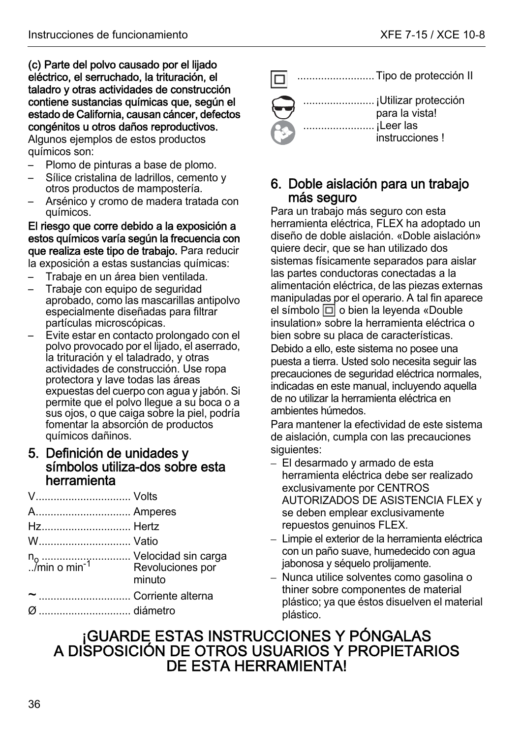**(c) Parte del polvo causado por el lijado eléctrico, el serruchado, la trituración, el taladro y otras actividades de construcción contiene sustancias químicas que, según el estado de California, causan cáncer, defectos congénitos u otros daños reproductivos.** Algunos ejemplos de estos productos químicos son:

- Plomo de pinturas a base de plomo.
- Sílice cristalina de ladrillos, cemento y otros productos de mampostería.
- Arsénico y cromo de madera tratada con químicos.

**El riesgo que corre debido a la exposición a estos químicos varía según la frecuencia con que realiza este tipo de trabajo.** Para reducir la exposición a estas sustancias químicas:

- Trabaje en un área bien ventilada.
- Trabaje con equipo de seguridad aprobado, como las mascarillas antipolvo especialmente diseñadas para filtrar partículas microscópicas.
- Evite estar en contacto prolongado con el polvo provocado por el lijado, el aserrado, la trituración y el taladrado, y otras actividades de construcción. Use ropa protectora y lave todas las áreas expuestas del cuerpo con agua y jabón. Si permite que el polvo llegue a su boca o a sus ojos, o que caiga sobre la piel, podría fomentar la absorción de productos químicos dañinos.

## 5. Definición de unidades y símbolos utiliza-dos sobre esta herramienta

V................................ Volts
A................................ Amperes
Hz.............................. Hertz
W............................... Vatio
$n_0$ ............................... Velocidad sin carga
../min o $min^{-1}$ Revoluciones por minuto
~ ............................... Corriente alterna
Ø ............................... diámetro
▣ .......................... Tipo de protección II
........................ ¡Utilizar protección para la vista!
........................ ¡Leer las instrucciones !

## 6. Doble aislación para un trabajo más seguro

Para un trabajo más seguro con esta herramienta eléctrica, FLEX ha adoptado un diseño de doble aislación. «Doble aislación» quiere decir, que se han utilizado dos sistemas físicamente separados para aislar las partes conductoras conectadas a la alimentación eléctrica, de las piezas externas manipuladas por el operario. A tal fin aparece el símbolo ▣ o bien la leyenda «Double insulation» sobre la herramienta eléctrica o bien sobre su placa de características.

Debido a ello, este sistema no posee una puesta a tierra. Usted solo necesita seguir las precauciones de seguridad eléctrica normales, indicadas en este manual, incluyendo aquella de no utilizar la herramienta eléctrica en ambientes húmedos.

Para mantener la efectividad de este sistema de aislación, cumpla con las precauciones siguientes:

- El desarmado y armado de esta herramienta eléctrica debe ser realizado exclusivamente por CENTROS AUTORIZADOS DE ASISTENCIA FLEX y se deben emplear exclusivamente repuestos genuinos FLEX.
- Limpie el exterior de la herramienta eléctrica con un paño suave, humedecido con agua jabonosa y séquelo prolijamente.
- Nunca utilice solventes como gasolina o thiner sobre componentes de material plástico; ya que éstos disuelven el material plástico.

## ¡GUARDE ESTAS INSTRUCCIONES Y PÓNGALAS A DISPOSICIÓN DE OTROS USUARIOS Y PROPIETARIOS DE ESTA HERRAMIENTA!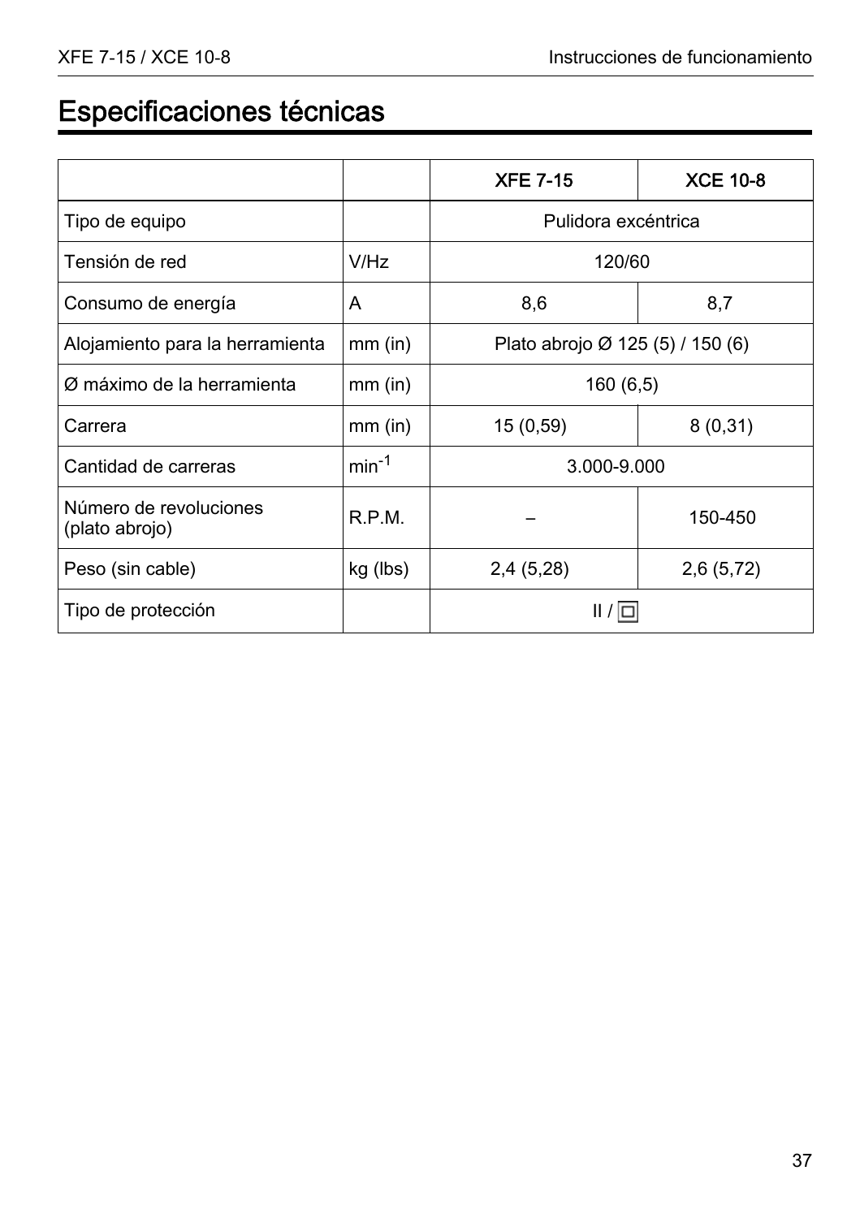# Especificaciones técnicas

| | | XFE 7-15 | XCE 10-8 |
|---|---|---|---|
| Tipo de equipo | | Pulidora excéntrica | |
| Tensión de red | V/Hz | 120/60 | |
| Consumo de energía | A | 8,6 | 8,7 |
| Alojamiento para la herramienta | mm (in) | Plato abrojo Ø 125 (5) / 150 (6) | |
| Ø máximo de la herramienta | mm (in) | 160 (6,5) | |
| Carrera | mm (in) | 15 (0,59) | 8 (0,31) |
| Cantidad de carreras | $min^{-1}$ | 3.000-9.000 | |
| Número de revoluciones (plato abrojo) | R.P.M. | – | 150-450 |
| Peso (sin cable) | kg (lbs) | 2,4 (5,28) | 2,6 (5,72) |
| Tipo de protección | | II / ⧈ | |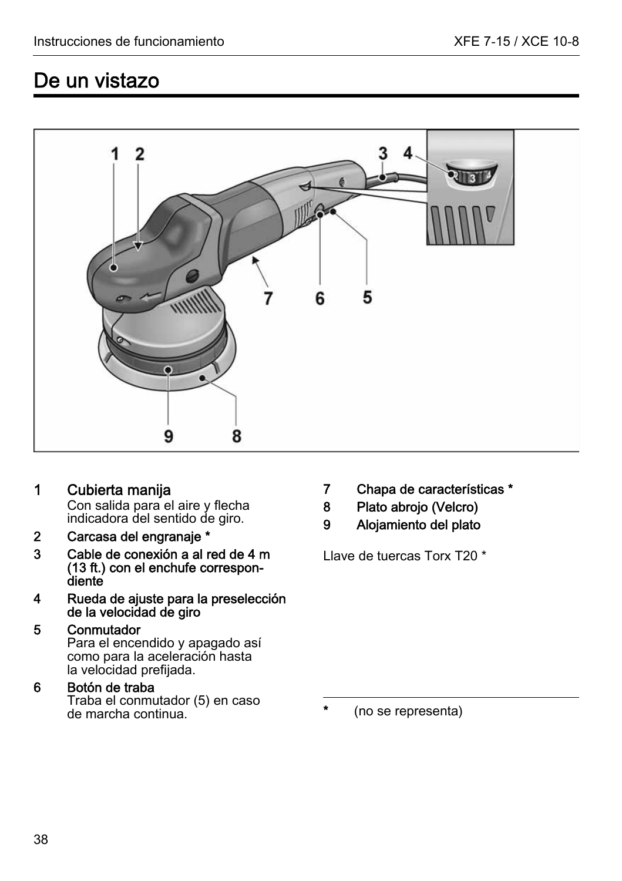# De un vistazo

1 **Cubierta manija**
Con salida para el aire y flecha indicadora del sentido de giro.

2 **Carcasa del engranaje ***

3 **Cable de conexión a al red de 4 m (13 ft.) con el enchufe correspondiente**

4 **Rueda de ajuste para la preselección de la velocidad de giro**

5 **Conmutador**
Para el encendido y apagado así como para la aceleración hasta la velocidad prefijada.

6 **Botón de traba**
Traba el conmutador (5) en caso de marcha continua.

7 **Chapa de características ***

8 **Plato abrojo (Velcro)**

9 **Alojamiento del plato**

Llave de tuercas Torx T20 *

---

\* (no se representa)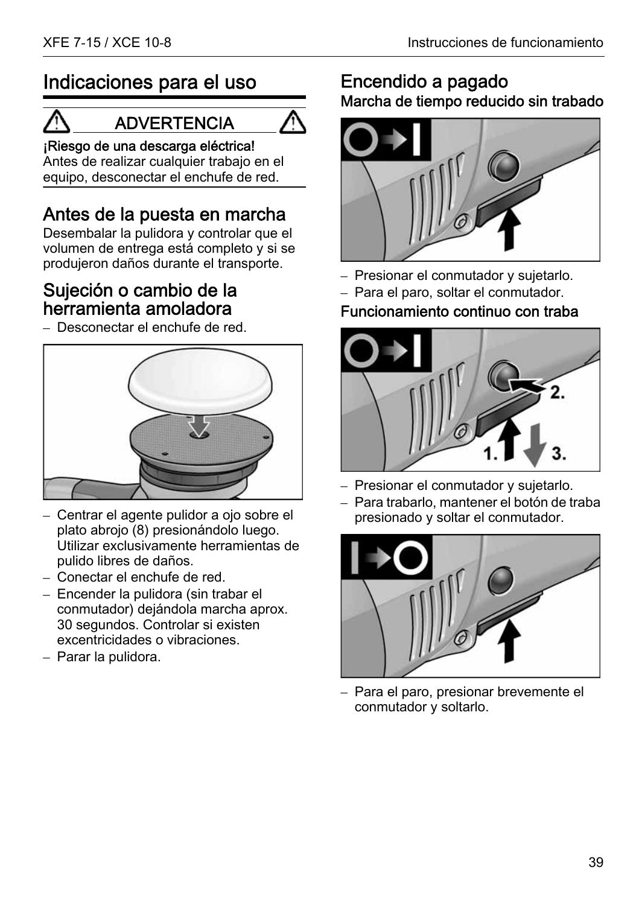# Indicaciones para el uso

**⚠ ADVERTENCIA ⚠**

**¡Riesgo de una descarga eléctrica!**
Antes de realizar cualquier trabajo en el equipo, desconectar el enchufe de red.

## Antes de la puesta en marcha

Desembalar la pulidora y controlar que el volumen de entrega está completo y si se produjeron daños durante el transporte.

## Sujeción o cambio de la herramienta amoladora

– Desconectar el enchufe de red.

– Centrar el agente pulidor a ojo sobre el plato abrojo (8) presionándolo luego. Utilizar exclusivamente herramientas de pulido libres de daños.
– Conectar el enchufe de red.
– Encender la pulidora (sin trabar el conmutador) dejándola marcha aprox. 30 segundos. Controlar si existen excentricidades o vibraciones.
– Parar la pulidora.

## Encendido a pagado

### Marcha de tiempo reducido sin trabado

– Presionar el conmutador y sujetarlo.
– Para el paro, soltar el conmutador.

### Funcionamiento continuo con traba

– Presionar el conmutador y sujetarlo.
– Para trabarlo, mantener el botón de traba presionado y soltar el conmutador.

– Para el paro, presionar brevemente el conmutador y soltarlo.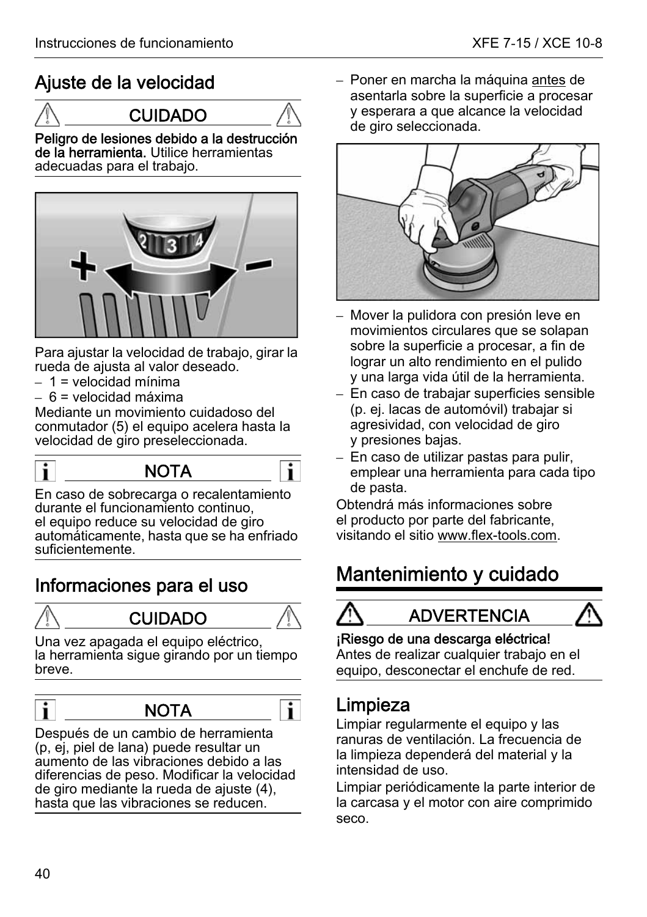## Ajuste de la velocidad

**CUIDADO**

**Peligro de lesiones debido a la destrucción de la herramienta.** Utilice herramientas adecuadas para el trabajo.

Para ajustar la velocidad de trabajo, girar la rueda de ajusta al valor deseado.

– 1 = velocidad mínima
– 6 = velocidad máxima

Mediante un movimiento cuidadoso del conmutador (5) el equipo acelera hasta la velocidad de giro preseleccionada.

**NOTA**

En caso de sobrecarga o recalentamiento durante el funcionamiento continuo, el equipo reduce su velocidad de giro automáticamente, hasta que se ha enfriado suficientemente.

## Informaciones para el uso

**CUIDADO**

Una vez apagada el equipo eléctrico, la herramienta sigue girando por un tiempo breve.

**NOTA**

Después de un cambio de herramienta (p, ej, piel de lana) puede resultar un aumento de las vibraciones debido a las diferencias de peso. Modificar la velocidad de giro mediante la rueda de ajuste (4), hasta que las vibraciones se reducen.

– Poner en marcha la máquina antes de asentarla sobre la superficie a procesar y esperara a que alcance la velocidad de giro seleccionada.

– Mover la pulidora con presión leve en movimientos circulares que se solapan sobre la superficie a procesar, a fin de lograr un alto rendimiento en el pulido y una larga vida útil de la herramienta.
– En caso de trabajar superficies sensible (p. ej. lacas de automóvil) trabajar si agresividad, con velocidad de giro y presiones bajas.
– En caso de utilizar pastas para pulir, emplear una herramienta para cada tipo de pasta.

Obtendrá más informaciones sobre el producto por parte del fabricante, visitando el sitio www.flex-tools.com.

# Mantenimiento y cuidado

**ADVERTENCIA**

**¡Riesgo de una descarga eléctrica!**
Antes de realizar cualquier trabajo en el equipo, desconectar el enchufe de red.

## Limpieza

Limpiar regularmente el equipo y las ranuras de ventilación. La frecuencia de la limpieza dependerá del material y la intensidad de uso.

Limpiar periódicamente la parte interior de la carcasa y el motor con aire comprimido seco.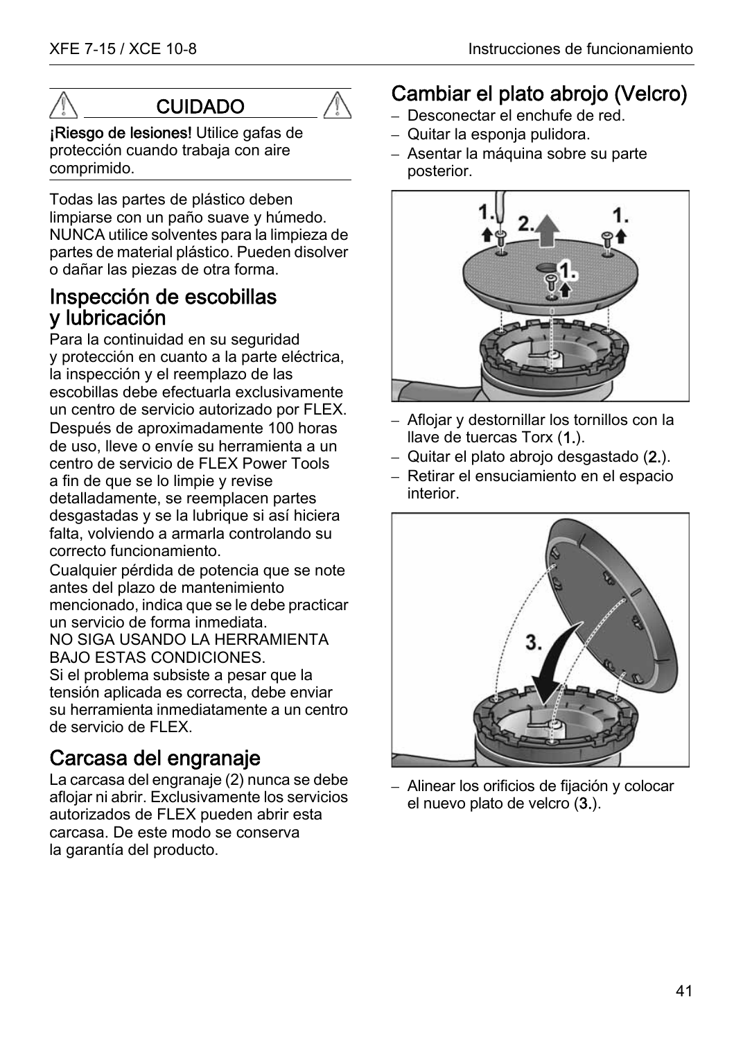> **CUIDADO**
>
> **¡Riesgo de lesiones!** Utilice gafas de protección cuando trabaja con aire comprimido.

Todas las partes de plástico deben limpiarse con un paño suave y húmedo. NUNCA utilice solventes para la limpieza de partes de material plástico. Pueden disolver o dañar las piezas de otra forma.

## Inspección de escobillas y lubricación

Para la continuidad en su seguridad y protección en cuanto a la parte eléctrica, la inspección y el reemplazo de las escobillas debe efectuarla exclusivamente un centro de servicio autorizado por FLEX.

Después de aproximadamente 100 horas de uso, lleve o envíe su herramienta a un centro de servicio de FLEX Power Tools a fin de que se lo limpie y revise detalladamente, se reemplacen partes desgastadas y se la lubrique si así hiciera falta, volviendo a armarla controlando su correcto funcionamiento.

Cualquier pérdida de potencia que se note antes del plazo de mantenimiento mencionado, indica que se le debe practicar un servicio de forma inmediata.
NO SIGA USANDO LA HERRAMIENTA BAJO ESTAS CONDICIONES.
Si el problema subsiste a pesar que la tensión aplicada es correcta, debe enviar su herramienta inmediatamente a un centro de servicio de FLEX.

## Carcasa del engranaje

La carcasa del engranaje (2) nunca se debe aflojar ni abrir. Exclusivamente los servicios autorizados de FLEX pueden abrir esta carcasa. De este modo se conserva la garantía del producto.

## Cambiar el plato abrojo (Velcro)

- Desconectar el enchufe de red.
- Quitar la esponja pulidora.
- Asentar la máquina sobre su parte posterior.

- Aflojar y destornillar los tornillos con la llave de tuercas Torx (**1.**).
- Quitar el plato abrojo desgastado (**2.**).
- Retirar el ensuciamiento en el espacio interior.

- Alinear los orificios de fijación y colocar el nuevo plato de velcro (**3.**).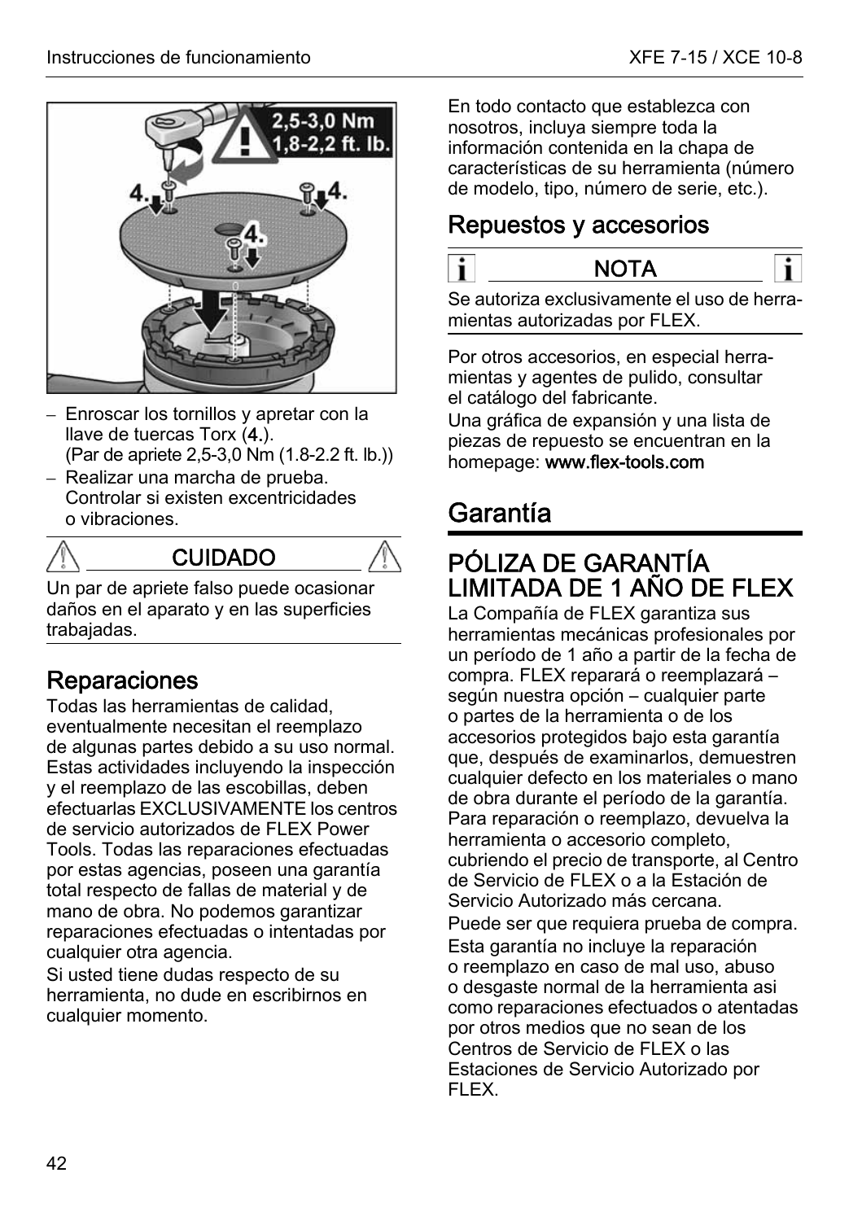– Enroscar los tornillos y apretar con la llave de tuercas Torx (**4.**).
  (Par de apriete 2,5-3,0 Nm (1.8-2.2 ft. lb.))
– Realizar una marcha de prueba. Controlar si existen excentricidades o vibraciones.

**CUIDADO**

Un par de apriete falso puede ocasionar daños en el aparato y en las superficies trabajadas.

## Reparaciones

Todas las herramientas de calidad, eventualmente necesitan el reemplazo de algunas partes debido a su uso normal. Estas actividades incluyendo la inspección y el reemplazo de las escobillas, deben efectuarlas EXCLUSIVAMENTE los centros de servicio autorizados de FLEX Power Tools. Todas las reparaciones efectuadas por estas agencias, poseen una garantía total respecto de fallas de material y de mano de obra. No podemos garantizar reparaciones efectuadas o intentadas por cualquier otra agencia.

Si usted tiene dudas respecto de su herramienta, no dude en escribirnos en cualquier momento.

En todo contacto que establezca con nosotros, incluya siempre toda la información contenida en la chapa de características de su herramienta (número de modelo, tipo, número de serie, etc.).

## Repuestos y accesorios

**NOTA**

Se autoriza exclusivamente el uso de herramientas autorizadas por FLEX.

Por otros accesorios, en especial herramientas y agentes de pulido, consultar el catálogo del fabricante.

Una gráfica de expansión y una lista de piezas de repuesto se encuentran en la homepage: **www.flex-tools.com**

# Garantía

## PÓLIZA DE GARANTÍA LIMITADA DE 1 AÑO DE FLEX

La Compañía de FLEX garantiza sus herramientas mecánicas profesionales por un período de 1 año a partir de la fecha de compra. FLEX reparará o reemplazará – según nuestra opción – cualquier parte o partes de la herramienta o de los accesorios protegidos bajo esta garantía que, después de examinarlos, demuestren cualquier defecto en los materiales o mano de obra durante el período de la garantía. Para reparación o reemplazo, devuelva la herramienta o accesorio completo, cubriendo el precio de transporte, al Centro de Servicio de FLEX o a la Estación de Servicio Autorizado más cercana.

Puede ser que requiera prueba de compra.

Esta garantía no incluye la reparación o reemplazo en caso de mal uso, abuso o desgaste normal de la herramienta asi como reparaciones efectuados o atentadas por otros medios que no sean de los Centros de Servicio de FLEX o las Estaciones de Servicio Autorizado por FLEX.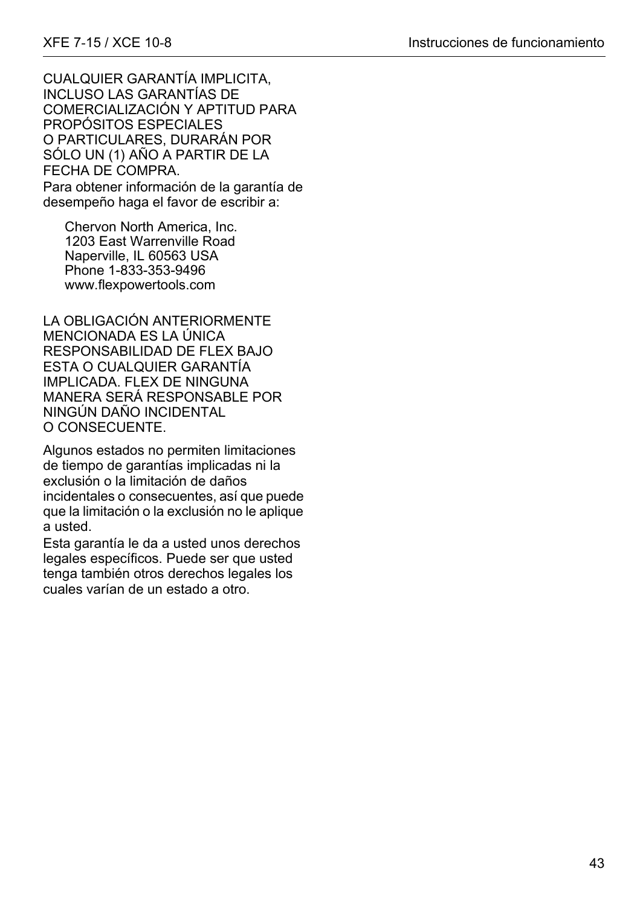CUALQUIER GARANTÍA IMPLICITA, INCLUSO LAS GARANTÍAS DE COMERCIALIZACIÓN Y APTITUD PARA PROPÓSITOS ESPECIALES O PARTICULARES, DURARÁN POR SÓLO UN (1) AÑO A PARTIR DE LA FECHA DE COMPRA.

Para obtener información de la garantía de desempeño haga el favor de escribir a:

Chervon North America, Inc.
1203 East Warrenville Road
Naperville, IL 60563 USA
Phone 1-833-353-9496
www.flexpowertools.com

LA OBLIGACIÓN ANTERIORMENTE MENCIONADA ES LA ÚNICA RESPONSABILIDAD DE FLEX BAJO ESTA O CUALQUIER GARANTÍA IMPLICADA. FLEX DE NINGUNA MANERA SERÁ RESPONSABLE POR NINGÚN DAÑO INCIDENTAL O CONSECUENTE.

Algunos estados no permiten limitaciones de tiempo de garantías implicadas ni la exclusión o la limitación de daños incidentales o consecuentes, así que puede que la limitación o la exclusión no le aplique a usted.

Esta garantía le da a usted unos derechos legales específicos. Puede ser que usted tenga también otros derechos legales los cuales varían de un estado a otro.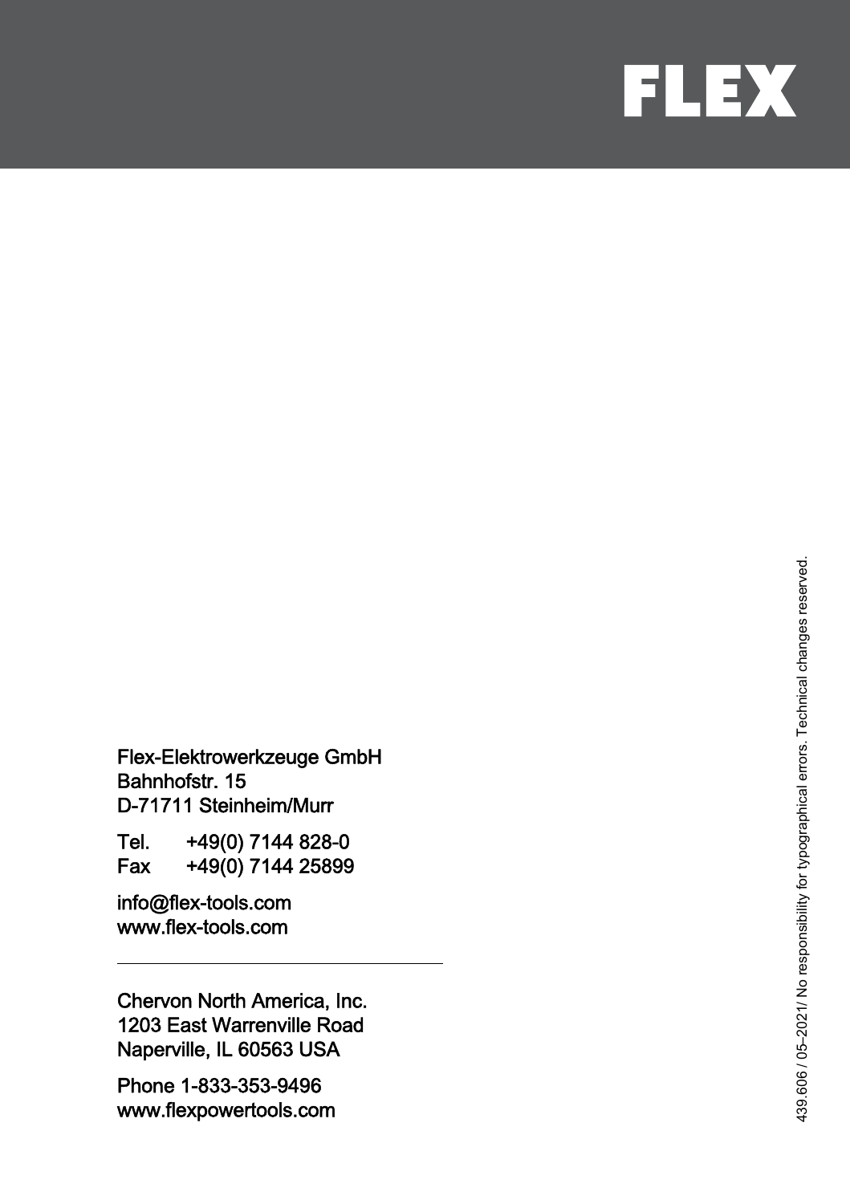FLEX

Flex-Elektrowerkzeuge GmbH
Bahnhofstr. 15
D-71711 Steinheim/Murr

Tel. +49(0) 7144 828-0
Fax +49(0) 7144 25899

info@flex-tools.com
www.flex-tools.com

---

Chervon North America, Inc.
1203 East Warrenville Road
Naperville, IL 60563 USA

Phone 1-833-353-9496
www.flexpowertools.com

439.606 / 05–2021/ No responsibility for typographical errors. Technical changes reserved.